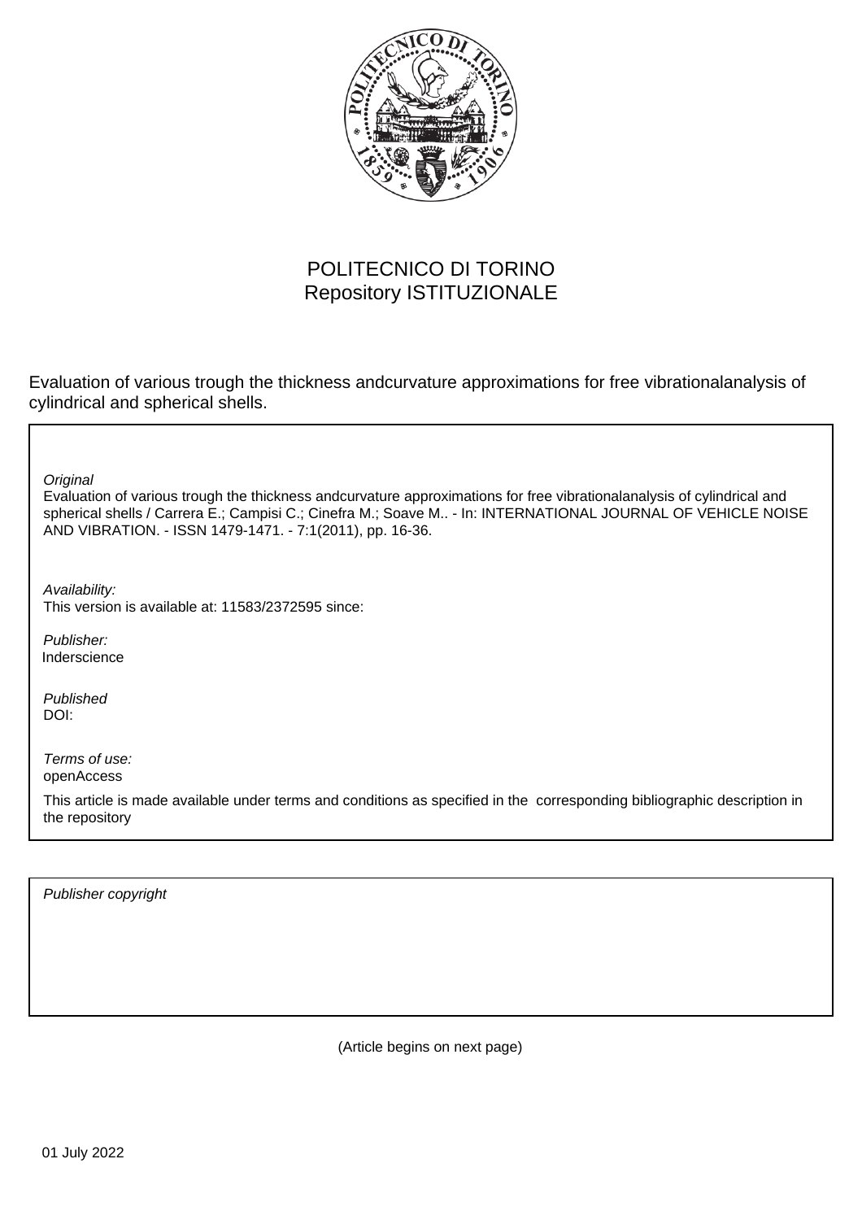POLITECNICO DI TORINO
Repository ISTITUZIONALE

Evaluation of various trough the thickness andcurvature approximations for free vibrationalanalysis of cylindrical and spherical shells.

*Original*
Evaluation of various trough the thickness andcurvature approximations for free vibrationalanalysis of cylindrical and spherical shells / Carrera E.; Campisi C.; Cinefra M.; Soave M.. - In: INTERNATIONAL JOURNAL OF VEHICLE NOISE AND VIBRATION. - ISSN 1479-1471. - 7:1(2011), pp. 16-36.

*Availability:*
This version is available at: 11583/2372595 since:

*Publisher:*
Inderscience

*Published*
DOI:

*Terms of use:*
openAccess

This article is made available under terms and conditions as specified in the corresponding bibliographic description in the repository

*Publisher copyright*

(Article begins on next page)

01 July 2022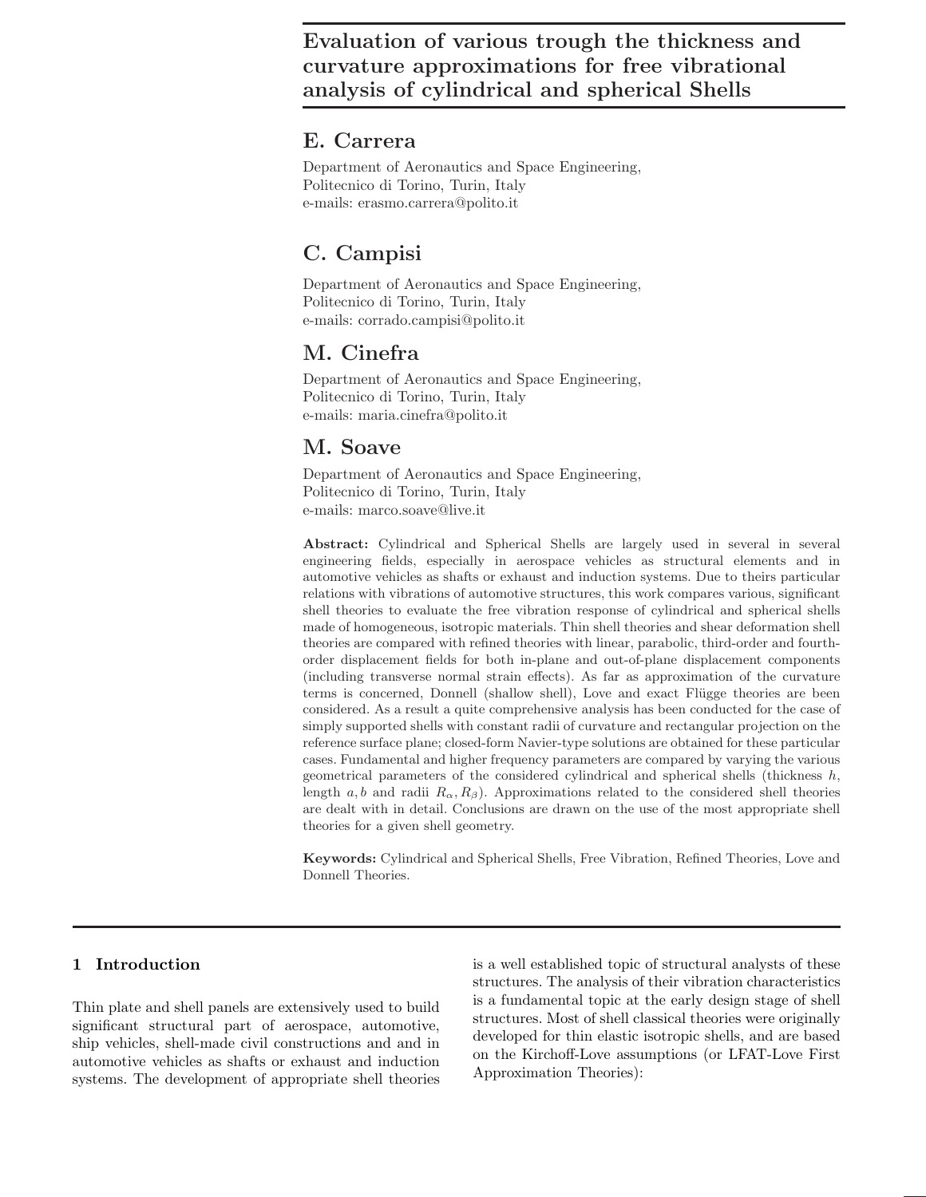# Evaluation of various trough the thickness and curvature approximations for free vibrational analysis of cylindrical and spherical Shells

## E. Carrera

Department of Aeronautics and Space Engineering,
Politecnico di Torino, Turin, Italy
e-mails: erasmo.carrera@polito.it

## C. Campisi

Department of Aeronautics and Space Engineering,
Politecnico di Torino, Turin, Italy
e-mails: corrado.campisi@polito.it

## M. Cinefra

Department of Aeronautics and Space Engineering,
Politecnico di Torino, Turin, Italy
e-mails: maria.cinefra@polito.it

## M. Soave

Department of Aeronautics and Space Engineering,
Politecnico di Torino, Turin, Italy
e-mails: marco.soave@live.it

**Abstract:** Cylindrical and Spherical Shells are largely used in several in several engineering fields, especially in aerospace vehicles as structural elements and in automotive vehicles as shafts or exhaust and induction systems. Due to theirs particular relations with vibrations of automotive structures, this work compares various, significant shell theories to evaluate the free vibration response of cylindrical and spherical shells made of homogeneous, isotropic materials. Thin shell theories and shear deformation shell theories are compared with refined theories with linear, parabolic, third-order and fourth-order displacement fields for both in-plane and out-of-plane displacement components (including transverse normal strain effects). As far as approximation of the curvature terms is concerned, Donnell (shallow shell), Love and exact Flügge theories are been considered. As a result a quite comprehensive analysis has been conducted for the case of simply supported shells with constant radii of curvature and rectangular projection on the reference surface plane; closed-form Navier-type solutions are obtained for these particular cases. Fundamental and higher frequency parameters are compared by varying the various geometrical parameters of the considered cylindrical and spherical shells (thickness $h$, length $a, b$ and radii $R_\alpha, R_\beta$). Approximations related to the considered shell theories are dealt with in detail. Conclusions are drawn on the use of the most appropriate shell theories for a given shell geometry.

**Keywords:** Cylindrical and Spherical Shells, Free Vibration, Refined Theories, Love and Donnell Theories.

## 1 Introduction

Thin plate and shell panels are extensively used to build significant structural part of aerospace, automotive, ship vehicles, shell-made civil constructions and and in automotive vehicles as shafts or exhaust and induction systems. The development of appropriate shell theories is a well established topic of structural analysts of these structures. The analysis of their vibration characteristics is a fundamental topic at the early design stage of shell structures. Most of shell classical theories were originally developed for thin elastic isotropic shells, and are based on the Kirchoff-Love assumptions (or LFAT-Love First Approximation Theories):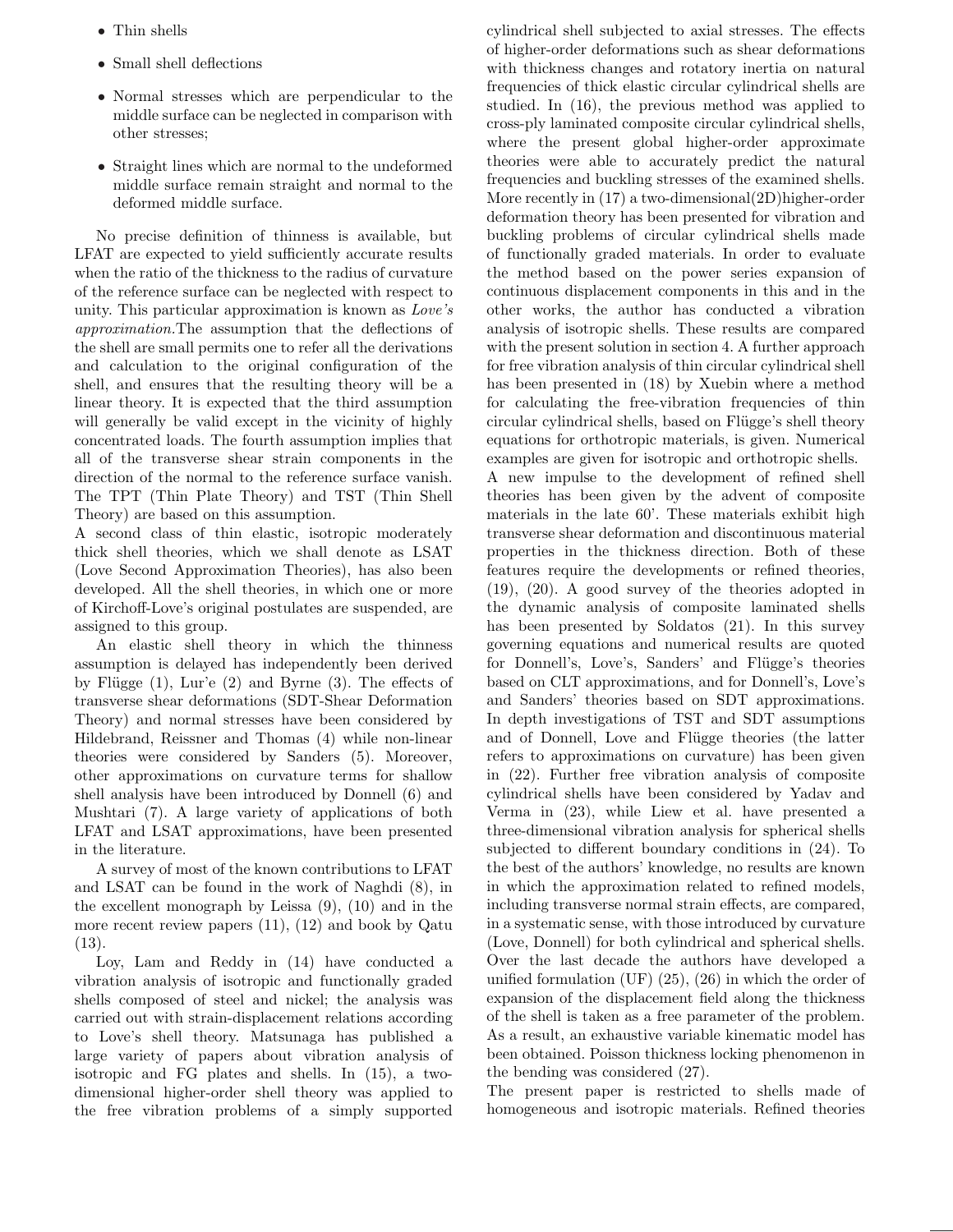- Thin shells
- Small shell deflections
- Normal stresses which are perpendicular to the middle surface can be neglected in comparison with other stresses;
- Straight lines which are normal to the undeformed middle surface remain straight and normal to the deformed middle surface.

No precise definition of thinness is available, but LFAT are expected to yield sufficiently accurate results when the ratio of the thickness to the radius of curvature of the reference surface can be neglected with respect to unity. This particular approximation is known as *Love's approximation*.The assumption that the deflections of the shell are small permits one to refer all the derivations and calculation to the original configuration of the shell, and ensures that the resulting theory will be a linear theory. It is expected that the third assumption will generally be valid except in the vicinity of highly concentrated loads. The fourth assumption implies that all of the transverse shear strain components in the direction of the normal to the reference surface vanish. The TPT (Thin Plate Theory) and TST (Thin Shell Theory) are based on this assumption.

A second class of thin elastic, isotropic moderately thick shell theories, which we shall denote as LSAT (Love Second Approximation Theories), has also been developed. All the shell theories, in which one or more of Kirchoff-Love's original postulates are suspended, are assigned to this group.

An elastic shell theory in which the thinness assumption is delayed has independently been derived by Flügge (1), Lur'e (2) and Byrne (3). The effects of transverse shear deformations (SDT-Shear Deformation Theory) and normal stresses have been considered by Hildebrand, Reissner and Thomas (4) while non-linear theories were considered by Sanders (5). Moreover, other approximations on curvature terms for shallow shell analysis have been introduced by Donnell (6) and Mushtari (7). A large variety of applications of both LFAT and LSAT approximations, have been presented in the literature.

A survey of most of the known contributions to LFAT and LSAT can be found in the work of Naghdi (8), in the excellent monograph by Leissa (9), (10) and in the more recent review papers (11), (12) and book by Qatu (13).

Loy, Lam and Reddy in (14) have conducted a vibration analysis of isotropic and functionally graded shells composed of steel and nickel; the analysis was carried out with strain-displacement relations according to Love's shell theory. Matsunaga has published a large variety of papers about vibration analysis of isotropic and FG plates and shells. In (15), a two-dimensional higher-order shell theory was applied to the free vibration problems of a simply supported cylindrical shell subjected to axial stresses. The effects of higher-order deformations such as shear deformations with thickness changes and rotatory inertia on natural frequencies of thick elastic circular cylindrical shells are studied. In (16), the previous method was applied to cross-ply laminated composite circular cylindrical shells, where the present global higher-order approximate theories were able to accurately predict the natural frequencies and buckling stresses of the examined shells. More recently in (17) a two-dimensional(2D)higher-order deformation theory has been presented for vibration and buckling problems of circular cylindrical shells made of functionally graded materials. In order to evaluate the method based on the power series expansion of continuous displacement components in this and in the other works, the author has conducted a vibration analysis of isotropic shells. These results are compared with the present solution in section 4. A further approach for free vibration analysis of thin circular cylindrical shell has been presented in (18) by Xuebin where a method for calculating the free-vibration frequencies of thin circular cylindrical shells, based on Flügge's shell theory equations for orthotropic materials, is given. Numerical examples are given for isotropic and orthotropic shells.

A new impulse to the development of refined shell theories has been given by the advent of composite materials in the late 60'. These materials exhibit high transverse shear deformation and discontinuous material properties in the thickness direction. Both of these features require the developments or refined theories, (19), (20). A good survey of the theories adopted in the dynamic analysis of composite laminated shells has been presented by Soldatos (21). In this survey governing equations and numerical results are quoted for Donnell's, Love's, Sanders' and Flügge's theories based on CLT approximations, and for Donnell's, Love's and Sanders' theories based on SDT approximations. In depth investigations of TST and SDT assumptions and of Donnell, Love and Flügge theories (the latter refers to approximations on curvature) has been given in (22). Further free vibration analysis of composite cylindrical shells have been considered by Yadav and Verma in (23), while Liew et al. have presented a three-dimensional vibration analysis for spherical shells subjected to different boundary conditions in (24). To the best of the authors' knowledge, no results are known in which the approximation related to refined models, including transverse normal strain effects, are compared, in a systematic sense, with those introduced by curvature (Love, Donnell) for both cylindrical and spherical shells. Over the last decade the authors have developed a unified formulation (UF) (25), (26) in which the order of expansion of the displacement field along the thickness of the shell is taken as a free parameter of the problem. As a result, an exhaustive variable kinematic model has been obtained. Poisson thickness locking phenomenon in the bending was considered (27).

The present paper is restricted to shells made of homogeneous and isotropic materials. Refined theories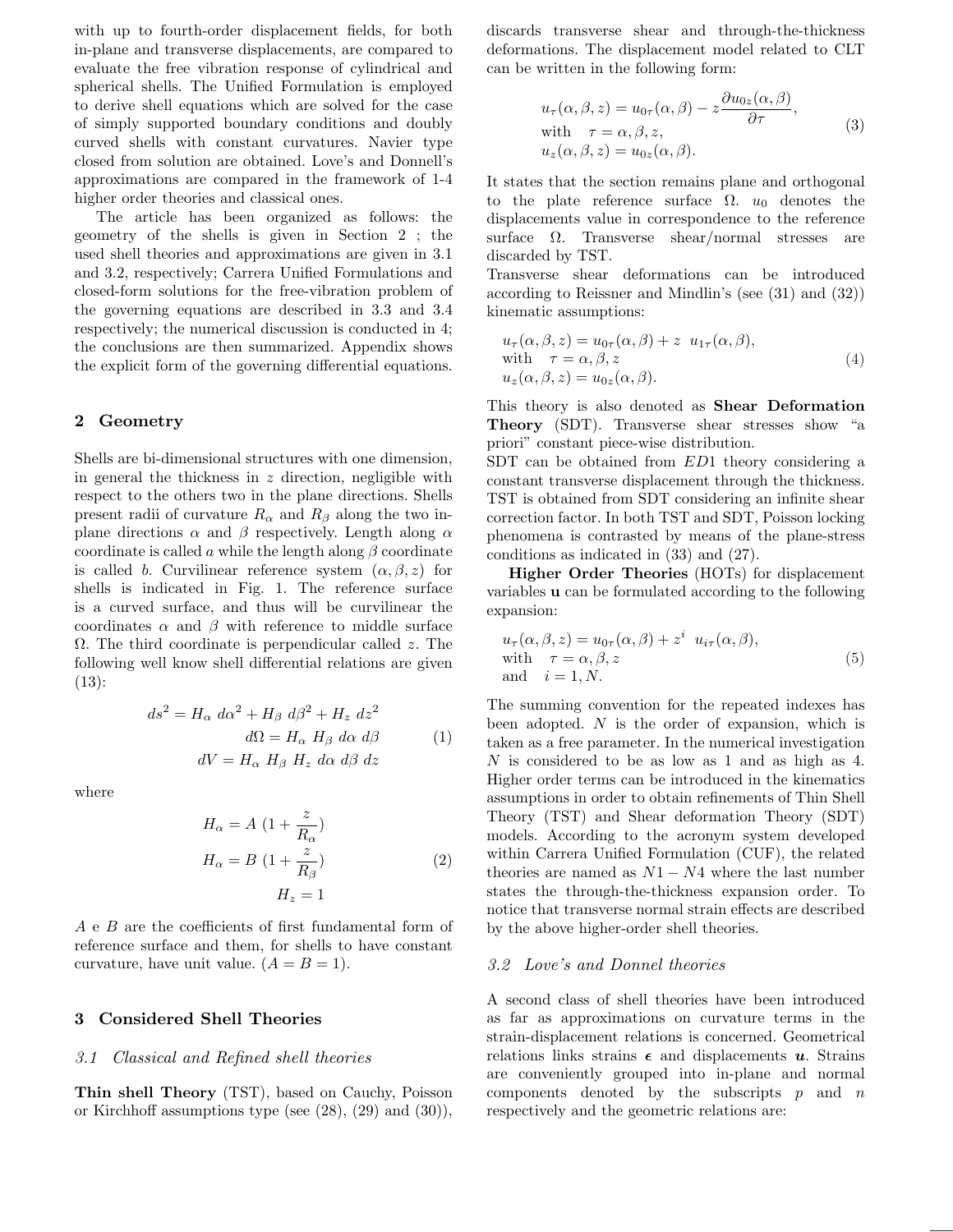with up to fourth-order displacement fields, for both in-plane and transverse displacements, are compared to evaluate the free vibration response of cylindrical and spherical shells. The Unified Formulation is employed to derive shell equations which are solved for the case of simply supported boundary conditions and doubly curved shells with constant curvatures. Navier type closed from solution are obtained. Love's and Donnell's approximations are compared in the framework of 1-4 higher order theories and classical ones.

The article has been organized as follows: the geometry of the shells is given in Section 2 ; the used shell theories and approximations are given in 3.1 and 3.2, respectively; Carrera Unified Formulations and closed-form solutions for the free-vibration problem of the governing equations are described in 3.3 and 3.4 respectively; the numerical discussion is conducted in 4; the conclusions are then summarized. Appendix shows the explicit form of the governing differential equations.

## 2 Geometry

Shells are bi-dimensional structures with one dimension, in general the thickness in $z$ direction, negligible with respect to the others two in the plane directions. Shells present radii of curvature $R_\alpha$ and $R_\beta$ along the two in-plane directions $\alpha$ and $\beta$ respectively. Length along $\alpha$ coordinate is called $a$ while the length along $\beta$ coordinate is called $b$. Curvilinear reference system $(\alpha, \beta, z)$ for shells is indicated in Fig. 1. The reference surface is a curved surface, and thus will be curvilinear the coordinates $\alpha$ and $\beta$ with reference to middle surface $\Omega$. The third coordinate is perpendicular called $z$. The following well know shell differential relations are given (13):

$$
\begin{aligned}
ds^2 &= H_\alpha \ d\alpha^2 + H_\beta \ d\beta^2 + H_z \ dz^2 \\
d\Omega &= H_\alpha \ H_\beta \ d\alpha \ d\beta \\
dV &= H_\alpha \ H_\beta \ H_z \ d\alpha \ d\beta \ dz
\end{aligned}
\tag{1}
$$

where

$$
\begin{aligned}
H_\alpha &= A \ (1 + \frac{z}{R_\alpha}) \\
H_\alpha &= B \ (1 + \frac{z}{R_\beta}) \\
H_z &= 1
\end{aligned}
\tag{2}
$$

$A$ e $B$ are the coefficients of first fundamental form of reference surface and them, for shells to have constant curvature, have unit value. $(A = B = 1)$.

## 3 Considered Shell Theories

### *3.1 Classical and Refined shell theories*

**Thin shell Theory** (TST), based on Cauchy, Poisson or Kirchhoff assumptions type (see (28), (29) and (30)), discards transverse shear and through-the-thickness deformations. The displacement model related to CLT can be written in the following form:

$$
\begin{aligned}
& u_\tau(\alpha, \beta, z) = u_{0\tau}(\alpha, \beta) - z\frac{\partial u_{0z}(\alpha, \beta)}{\partial \tau}, \\
& \text{with} \quad \tau = \alpha, \beta, z, \\
& u_z(\alpha, \beta, z) = u_{0z}(\alpha, \beta).
\end{aligned}
\tag{3}
$$

It states that the section remains plane and orthogonal to the plate reference surface $\Omega$. $u_0$ denotes the displacements value in correspondence to the reference surface $\Omega$. Transverse shear/normal stresses are discarded by TST.
Transverse shear deformations can be introduced according to Reissner and Mindlin's (see (31) and (32)) kinematic assumptions:

$$
\begin{aligned}
& u_\tau(\alpha, \beta, z) = u_{0\tau}(\alpha, \beta) + z \ \ u_{1\tau}(\alpha, \beta), \\
& \text{with} \quad \tau = \alpha, \beta, z \\
& u_z(\alpha, \beta, z) = u_{0z}(\alpha, \beta).
\end{aligned}
\tag{4}
$$

This theory is also denoted as **Shear Deformation Theory** (SDT). Transverse shear stresses show "a priori" constant piece-wise distribution.
SDT can be obtained from $ED1$ theory considering a constant transverse displacement through the thickness. TST is obtained from SDT considering an infinite shear correction factor. In both TST and SDT, Poisson locking phenomena is contrasted by means of the plane-stress conditions as indicated in (33) and (27).

**Higher Order Theories** (HOTs) for displacement variables $\mathbf{u}$ can be formulated according to the following expansion:

$$
\begin{aligned}
& u_\tau(\alpha, \beta, z) = u_{0\tau}(\alpha, \beta) + z^i \ \ u_{i\tau}(\alpha, \beta), \\
& \text{with} \quad \tau = \alpha, \beta, z \\
& \text{and} \quad i = 1, N.
\end{aligned}
\tag{5}
$$

The summing convention for the repeated indexes has been adopted. $N$ is the order of expansion, which is taken as a free parameter. In the numerical investigation $N$ is considered to be as low as 1 and as high as 4. Higher order terms can be introduced in the kinematics assumptions in order to obtain refinements of Thin Shell Theory (TST) and Shear deformation Theory (SDT) models. According to the acronym system developed within Carrera Unified Formulation (CUF), the related theories are named as $N1 - N4$ where the last number states the through-the-thickness expansion order. To notice that transverse normal strain effects are described by the above higher-order shell theories.

### *3.2 Love's and Donnel theories*

A second class of shell theories have been introduced as far as approximations on curvature terms in the strain-displacement relations is concerned. Geometrical relations links strains $\boldsymbol{\epsilon}$ and displacements $\boldsymbol{u}$. Strains are conveniently grouped into in-plane and normal components denoted by the subscripts $p$ and $n$ respectively and the geometric relations are: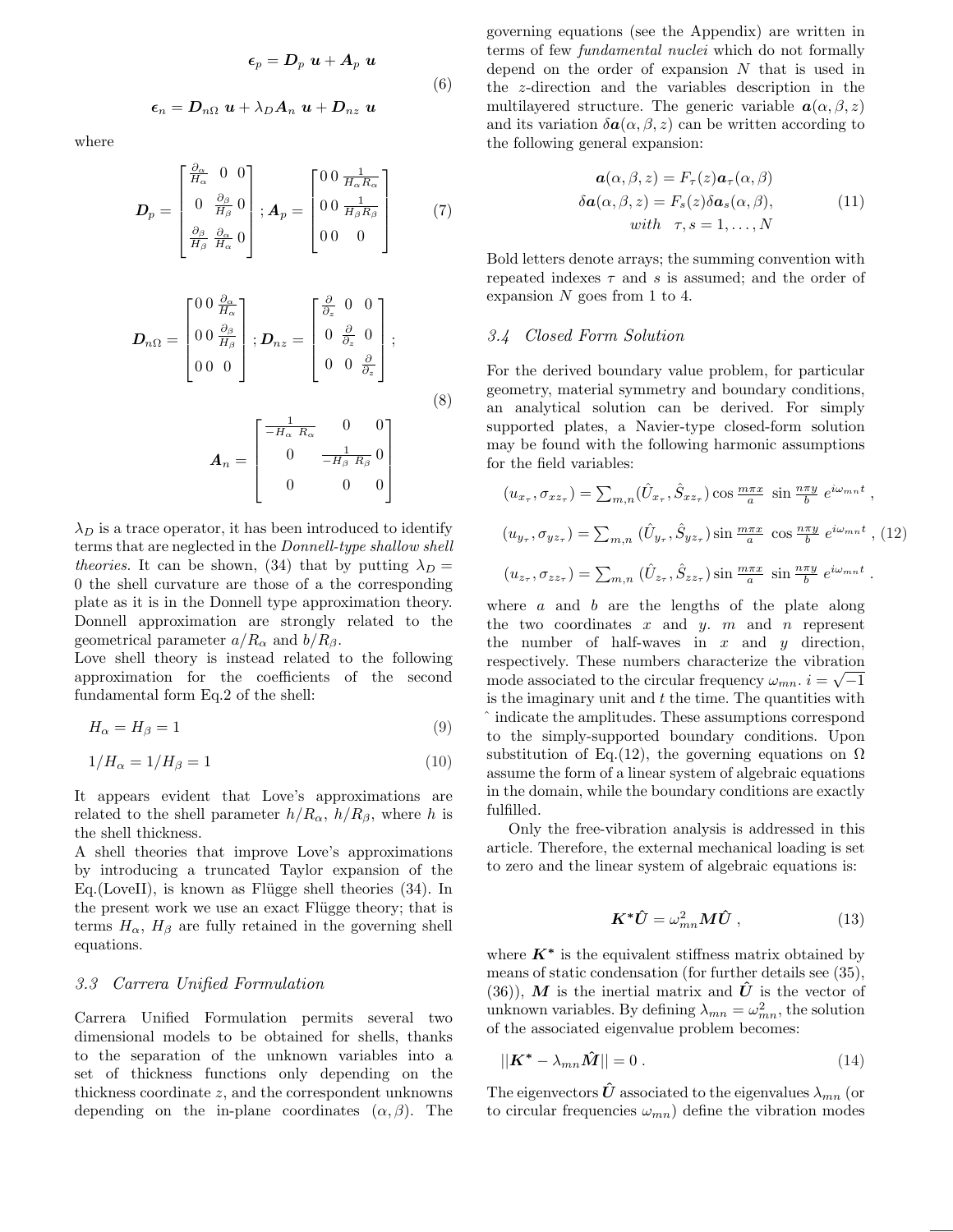$$\boldsymbol{\epsilon}_p = \boldsymbol{D}_p \ \boldsymbol{u} + \boldsymbol{A}_p \ \boldsymbol{u}$$

$$\boldsymbol{\epsilon}_n = \boldsymbol{D}_{n\Omega} \ \boldsymbol{u} + \lambda_D \boldsymbol{A}_n \ \boldsymbol{u} + \boldsymbol{D}_{nz} \ \boldsymbol{u} \tag{6}$$

where

$$\boldsymbol{D}_p = \begin{bmatrix} \frac{\partial_\alpha}{H_\alpha} & 0 & 0 \\ 0 & \frac{\partial_\beta}{H_\beta} & 0 \\ \frac{\partial_\beta}{H_\beta} & \frac{\partial_\alpha}{H_\alpha} & 0 \end{bmatrix} ; \boldsymbol{A}_p = \begin{bmatrix} 0 & 0 & \frac{1}{H_\alpha R_\alpha} \\ 0 & 0 & \frac{1}{H_\beta R_\beta} \\ 0 & 0 & 0 \end{bmatrix} \tag{7}$$

$$\boldsymbol{D}_{n\Omega} = \begin{bmatrix} 0 & 0 & \frac{\partial_\alpha}{H_\alpha} \\ 0 & 0 & \frac{\partial_\beta}{H_\beta} \\ 0 & 0 & 0 \end{bmatrix} ; \boldsymbol{D}_{nz} = \begin{bmatrix} \frac{\partial}{\partial_z} & 0 & 0 \\ 0 & \frac{\partial}{\partial_z} & 0 \\ 0 & 0 & \frac{\partial}{\partial_z} \end{bmatrix} ;$$

$$\boldsymbol{A}_n = \begin{bmatrix} \frac{1}{-H_\alpha \ R_\alpha} & 0 & 0 \\ 0 & \frac{1}{-H_\beta \ R_\beta} & 0 \\ 0 & 0 & 0 \end{bmatrix} \tag{8}$$

$\lambda_D$ is a trace operator, it has been introduced to identify terms that are neglected in the *Donnell-type shallow shell theories.* It can be shown, (34) that by putting $\lambda_D = 0$ the shell curvature are those of a the corresponding plate as it is in the Donnell type approximation theory. Donnell approximation are strongly related to the geometrical parameter $a/R_\alpha$ and $b/R_\beta$.
Love shell theory is instead related to the following approximation for the coefficients of the second fundamental form Eq.2 of the shell:

$$H_\alpha = H_\beta = 1 \tag{9}$$

$$1/H_\alpha = 1/H_\beta = 1 \tag{10}$$

It appears evident that Love's approximations are related to the shell parameter $h/R_\alpha$, $h/R_\beta$, where $h$ is the shell thickness.
A shell theories that improve Love's approximations by introducing a truncated Taylor expansion of the Eq.(LoveII), is known as Flügge shell theories (34). In the present work we use an exact Flügge theory; that is terms $H_\alpha$, $H_\beta$ are fully retained in the governing shell equations.

### 3.3 Carrera Unified Formulation

Carrera Unified Formulation permits several two dimensional models to be obtained for shells, thanks to the separation of the unknown variables into a set of thickness functions only depending on the thickness coordinate $z$, and the correspondent unknowns depending on the in-plane coordinates $(\alpha, \beta)$. The governing equations (see the Appendix) are written in terms of few *fundamental nuclei* which do not formally depend on the order of expansion $N$ that is used in the $z$-direction and the variables description in the multilayered structure. The generic variable $\boldsymbol{a}(\alpha, \beta, z)$ and its variation $\delta\boldsymbol{a}(\alpha, \beta, z)$ can be written according to the following general expansion:

$$\begin{aligned} \boldsymbol{a}(\alpha, \beta, z) &= F_\tau(z)\boldsymbol{a}_\tau(\alpha, \beta) \\ \delta\boldsymbol{a}(\alpha, \beta, z) &= F_s(z)\delta\boldsymbol{a}_s(\alpha, \beta), \\ &\quad with \quad \tau, s = 1, \ldots, N \end{aligned} \tag{11}$$

Bold letters denote arrays; the summing convention with repeated indexes $\tau$ and $s$ is assumed; and the order of expansion $N$ goes from 1 to 4.

### 3.4 Closed Form Solution

For the derived boundary value problem, for particular geometry, material symmetry and boundary conditions, an analytical solution can be derived. For simply supported plates, a Navier-type closed-form solution may be found with the following harmonic assumptions for the field variables:

$$\begin{aligned} (u_{x_\tau}, \sigma_{xz_\tau}) &= \textstyle\sum_{m,n} (\hat{U}_{x_\tau}, \hat{S}_{xz_\tau}) \cos \frac{m\pi x}{a} \ \sin \frac{n\pi y}{b} \ e^{i\omega_{mn}t} \ , \\ (u_{y_\tau}, \sigma_{yz_\tau}) &= \textstyle\sum_{m,n} (\hat{U}_{y_\tau}, \hat{S}_{yz_\tau}) \sin \frac{m\pi x}{a} \ \cos \frac{n\pi y}{b} \ e^{i\omega_{mn}t} \ , \\ (u_{z_\tau}, \sigma_{zz_\tau}) &= \textstyle\sum_{m,n} (\hat{U}_{z_\tau}, \hat{S}_{zz_\tau}) \sin \frac{m\pi x}{a} \ \sin \frac{n\pi y}{b} \ e^{i\omega_{mn}t} \ . \end{aligned} \tag{12}$$

where $a$ and $b$ are the lengths of the plate along the two coordinates $x$ and $y$. $m$ and $n$ represent the number of half-waves in $x$ and $y$ direction, respectively. These numbers characterize the vibration mode associated to the circular frequency $\omega_{mn}$. $i = \sqrt{-1}$ is the imaginary unit and $t$ the time. The quantities with $\hat{}$ indicate the amplitudes. These assumptions correspond to the simply-supported boundary conditions. Upon substitution of Eq.(12), the governing equations on $\Omega$ assume the form of a linear system of algebraic equations in the domain, while the boundary conditions are exactly fulfilled.

Only the free-vibration analysis is addressed in this article. Therefore, the external mechanical loading is set to zero and the linear system of algebraic equations is:

$$\boldsymbol{K^*}\hat{\boldsymbol{U}} = \omega_{mn}^2 \boldsymbol{M}\hat{\boldsymbol{U}} \ , \tag{13}$$

where $\boldsymbol{K^*}$ is the equivalent stiffness matrix obtained by means of static condensation (for further details see (35), (36)), $\boldsymbol{M}$ is the inertial matrix and $\hat{\boldsymbol{U}}$ is the vector of unknown variables. By defining $\lambda_{mn} = \omega_{mn}^2$, the solution of the associated eigenvalue problem becomes:

$$||\boldsymbol{K^*} - \lambda_{mn}\hat{\boldsymbol{M}}|| = 0 \ . \tag{14}$$

The eigenvectors $\hat{\boldsymbol{U}}$ associated to the eigenvalues $\lambda_{mn}$ (or to circular frequencies $\omega_{mn}$) define the vibration modes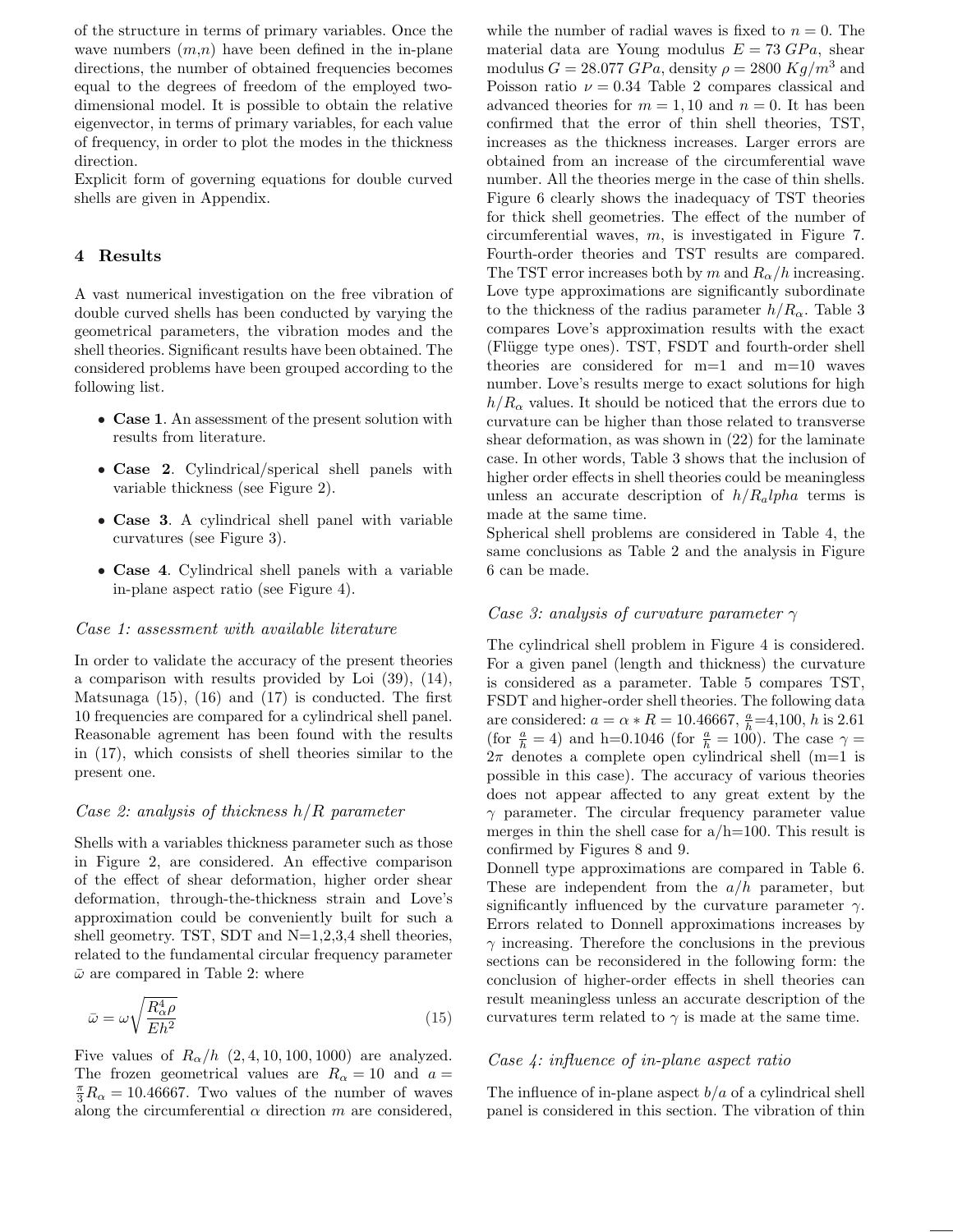of the structure in terms of primary variables. Once the wave numbers ($m$,$n$) have been defined in the in-plane directions, the number of obtained frequencies becomes equal to the degrees of freedom of the employed two-dimensional model. It is possible to obtain the relative eigenvector, in terms of primary variables, for each value of frequency, in order to plot the modes in the thickness direction.

Explicit form of governing equations for double curved shells are given in Appendix.

## 4 Results

A vast numerical investigation on the free vibration of double curved shells has been conducted by varying the geometrical parameters, the vibration modes and the shell theories. Significant results have been obtained. The considered problems have been grouped according to the following list.

- **Case 1**. An assessment of the present solution with results from literature.
- **Case 2**. Cylindrical/sperical shell panels with variable thickness (see Figure 2).
- **Case 3**. A cylindrical shell panel with variable curvatures (see Figure 3).
- **Case 4**. Cylindrical shell panels with a variable in-plane aspect ratio (see Figure 4).

*Case 1: assessment with available literature*

In order to validate the accuracy of the present theories a comparison with results provided by Loi (39), (14), Matsunaga (15), (16) and (17) is conducted. The first 10 frequencies are compared for a cylindrical shell panel. Reasonable agrement has been found with the results in (17), which consists of shell theories similar to the present one.

*Case 2: analysis of thickness $h/R$ parameter*

Shells with a variables thickness parameter such as those in Figure 2, are considered. An effective comparison of the effect of shear deformation, higher order shear deformation, through-the-thickness strain and Love's approximation could be conveniently built for such a shell geometry. TST, SDT and N=1,2,3,4 shell theories, related to the fundamental circular frequency parameter $\bar{\omega}$ are compared in Table 2: where

$$\bar{\omega} = \omega \sqrt{\frac{R_\alpha^4 \rho}{E h^2}} \tag{15}$$

Five values of $R_\alpha/h$ $(2, 4, 10, 100, 1000)$ are analyzed. The frozen geometrical values are $R_\alpha = 10$ and $a = \frac{\pi}{3} R_\alpha = 10.46667$. Two values of the number of waves along the circumferential $\alpha$ direction $m$ are considered, while the number of radial waves is fixed to $n = 0$. The material data are Young modulus $E = 73\,GPa$, shear modulus $G = 28.077\,GPa$, density $\rho = 2800\,Kg/m^3$ and Poisson ratio $\nu = 0.34$ Table 2 compares classical and advanced theories for $m = 1, 10$ and $n = 0$. It has been confirmed that the error of thin shell theories, TST, increases as the thickness increases. Larger errors are obtained from an increase of the circumferential wave number. All the theories merge in the case of thin shells. Figure 6 clearly shows the inadequacy of TST theories for thick shell geometries. The effect of the number of circumferential waves, $m$, is investigated in Figure 7. Fourth-order theories and TST results are compared. The TST error increases both by $m$ and $R_\alpha/h$ increasing. Love type approximations are significantly subordinate to the thickness of the radius parameter $h/R_\alpha$. Table 3 compares Love's approximation results with the exact (Flügge type ones). TST, FSDT and fourth-order shell theories are considered for m=1 and m=10 waves number. Love's results merge to exact solutions for high $h/R_\alpha$ values. It should be noticed that the errors due to curvature can be higher than those related to transverse shear deformation, as was shown in (22) for the laminate case. In other words, Table 3 shows that the inclusion of higher order effects in shell theories could be meaningless unless an accurate description of $h/R_alpha$ terms is made at the same time.

Spherical shell problems are considered in Table 4, the same conclusions as Table 2 and the analysis in Figure 6 can be made.

*Case 3: analysis of curvature parameter $\gamma$*

The cylindrical shell problem in Figure 4 is considered. For a given panel (length and thickness) the curvature is considered as a parameter. Table 5 compares TST, FSDT and higher-order shell theories. The following data are considered: $a = \alpha * R = 10.46667$, $\frac{a}{h}$=4,100, $h$ is 2.61 (for $\frac{a}{h} = 4$) and h=0.1046 (for $\frac{a}{h} = 100$). The case $\gamma = 2\pi$ denotes a complete open cylindrical shell (m=1 is possible in this case). The accuracy of various theories does not appear affected to any great extent by the $\gamma$ parameter. The circular frequency parameter value merges in thin the shell case for a/h=100. This result is confirmed by Figures 8 and 9.

Donnell type approximations are compared in Table 6. These are independent from the $a/h$ parameter, but significantly influenced by the curvature parameter $\gamma$. Errors related to Donnell approximations increases by $\gamma$ increasing. Therefore the conclusions in the previous sections can be reconsidered in the following form: the conclusion of higher-order effects in shell theories can result meaningless unless an accurate description of the curvatures term related to $\gamma$ is made at the same time.

*Case 4: influence of in-plane aspect ratio*

The influence of in-plane aspect $b/a$ of a cylindrical shell panel is considered in this section. The vibration of thin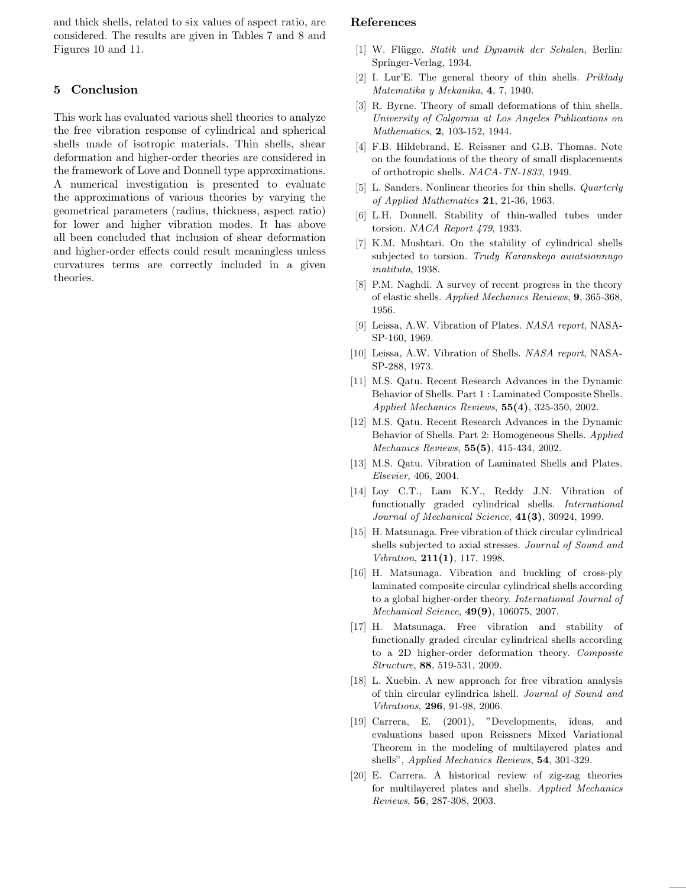and thick shells, related to six values of aspect ratio, are considered. The results are given in Tables 7 and 8 and Figures 10 and 11.

## 5 Conclusion

This work has evaluated various shell theories to analyze the free vibration response of cylindrical and spherical shells made of isotropic materials. Thin shells, shear deformation and higher-order theories are considered in the framework of Love and Donnell type approximations. A numerical investigation is presented to evaluate the approximations of various theories by varying the geometrical parameters (radius, thickness, aspect ratio) for lower and higher vibration modes. It has above all been concluded that inclusion of shear deformation and higher-order effects could result meaningless unless curvatures terms are correctly included in a given theories.

## References

[1] W. Flügge. *Statik und Dynamik der Schalen*, Berlin: Springer-Verlag, 1934.

[2] I. Lur'E. The general theory of thin shells. *Priklady Matematika y Mekanika*, **4**, 7, 1940.

[3] R. Byrne. Theory of small deformations of thin shells. *University of Calgornia at Los Angeles Publications on Mathematics*, **2**, 103-152, 1944.

[4] F.B. Hildebrand, E. Reissner and G.B. Thomas. Note on the foundations of the theory of small displacements of orthotropic shells. *NACA-TN-1833*, 1949.

[5] L. Sanders. Nonlinear theories for thin shells. *Quarterly of Applied Mathematics* **21**, 21-36, 1963.

[6] L.H. Donnell. Stability of thin-walled tubes under torsion. *NACA Report 479*, 1933.

[7] K.M. Mushtari. On the stability of cylindrical shells subjected to torsion. *Trudy Karanskego auiatsionnugo inatituta*, 1938.

[8] P.M. Naghdi. A survey of recent progress in the theory of elastic shells. *Applied Mechanics Reuiews*, **9**, 365-368, 1956.

[9] Leissa, A.W. Vibration of Plates. *NASA report*, NASA-SP-160, 1969.

[10] Leissa, A.W. Vibration of Shells. *NASA report*, NASA-SP-288, 1973.

[11] M.S. Qatu. Recent Research Advances in the Dynamic Behavior of Shells. Part 1 : Laminated Composite Shells. *Applied Mechanics Reviews*, **55(4)**, 325-350, 2002.

[12] M.S. Qatu. Recent Research Advances in the Dynamic Behavior of Shells. Part 2: Homogeneous Shells. *Applied Mechanics Reviews*, **55(5)**, 415-434, 2002.

[13] M.S. Qatu. Vibration of Laminated Shells and Plates. *Elsevier*, 406, 2004.

[14] Loy C.T., Lam K.Y., Reddy J.N. Vibration of functionally graded cylindrical shells. *International Journal of Mechanical Science*, **41(3)**, 30924, 1999.

[15] H. Matsunaga. Free vibration of thick circular cylindrical shells subjected to axial stresses. *Journal of Sound and Vibration*, **211(1)**, 117, 1998.

[16] H. Matsunaga. Vibration and buckling of cross-ply laminated composite circular cylindrical shells according to a global higher-order theory. *International Journal of Mechanical Science*, **49(9)**, 106075, 2007.

[17] H. Matsunaga. Free vibration and stability of functionally graded circular cylindrical shells according to a 2D higher-order deformation theory. *Composite Structure*, **88**, 519-531, 2009.

[18] L. Xuebin. A new approach for free vibration analysis of thin circular cylindrica lshell. *Journal of Sound and Vibrations*, **296**, 91-98, 2006.

[19] Carrera, E. (2001), "Developments, ideas, and evaluations based upon Reissners Mixed Variational Theorem in the modeling of multilayered plates and shells", *Applied Mechanics Reviews*, **54**, 301-329.

[20] E. Carrera. A historical review of zig-zag theories for multilayered plates and shells. *Applied Mechanics Reviews*, **56**, 287-308, 2003.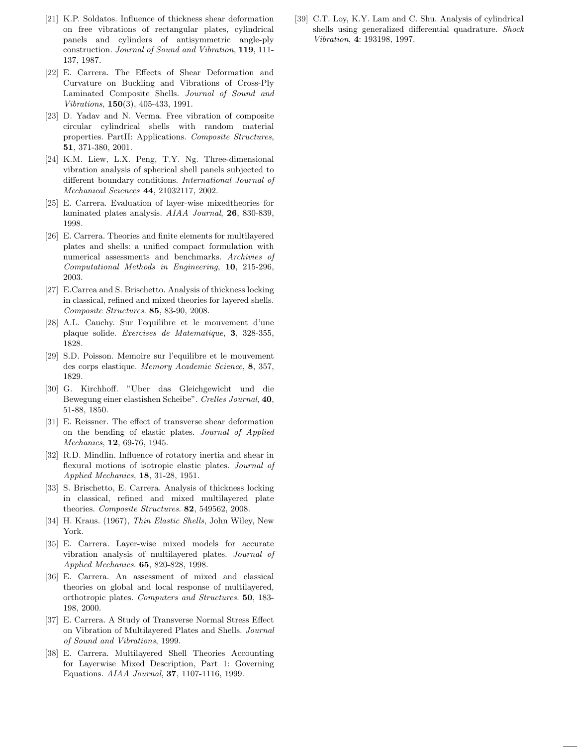[21] K.P. Soldatos. Influence of thickness shear deformation on free vibrations of rectangular plates, cylindrical panels and cylinders of antisymmetric angle-ply construction. *Journal of Sound and Vibration*, **119**, 111-137, 1987.

[22] E. Carrera. The Effects of Shear Deformation and Curvature on Buckling and Vibrations of Cross-Ply Laminated Composite Shells. *Journal of Sound and Vibrations*, **150**(3), 405-433, 1991.

[23] D. Yadav and N. Verma. Free vibration of composite circular cylindrical shells with random material properties. PartII: Applications. *Composite Structures*, **51**, 371-380, 2001.

[24] K.M. Liew, L.X. Peng, T.Y. Ng. Three-dimensional vibration analysis of spherical shell panels subjected to different boundary conditions. *International Journal of Mechanical Sciences* **44**, 21032117, 2002.

[25] E. Carrera. Evaluation of layer-wise mixedtheories for laminated plates analysis. *AIAA Journal*, **26**, 830-839, 1998.

[26] E. Carrera. Theories and finite elements for multilayered plates and shells: a unified compact formulation with numerical assessments and benchmarks. *Archivies of Computational Methods in Engineering*, **10**, 215-296, 2003.

[27] E.Carrea and S. Brischetto. Analysis of thickness locking in classical, refined and mixed theories for layered shells. *Composite Structures*. **85**, 83-90, 2008.

[28] A.L. Cauchy. Sur l'equilibre et le mouvement d'une plaque solide. *Exercises de Matematique*, **3**, 328-355, 1828.

[29] S.D. Poisson. Memoire sur l'equilibre et le mouvement des corps elastique. *Memory Academic Science*, **8**, 357, 1829.

[30] G. Kirchhoff. "Uber das Gleichgewicht und die Bewegung einer elastishen Scheibe". *Crelles Journal*, **40**, 51-88, 1850.

[31] E. Reissner. The effect of transverse shear deformation on the bending of elastic plates. *Journal of Applied Mechanics*, **12**, 69-76, 1945.

[32] R.D. Mindlin. Influence of rotatory inertia and shear in flexural motions of isotropic elastic plates. *Journal of Applied Mechanics*, **18**, 31-28, 1951.

[33] S. Brischetto, E. Carrera. Analysis of thickness locking in classical, refined and mixed multilayered plate theories. *Composite Structures*. **82**, 549562, 2008.

[34] H. Kraus. (1967), *Thin Elastic Shells*, John Wiley, New York.

[35] E. Carrera. Layer-wise mixed models for accurate vibration analysis of multilayered plates. *Journal of Applied Mechanics*. **65**, 820-828, 1998.

[36] E. Carrera. An assessment of mixed and classical theories on global and local response of multilayered, orthotropic plates. *Computers and Structures*. **50**, 183-198, 2000.

[37] E. Carrera. A Study of Transverse Normal Stress Effect on Vibration of Multilayered Plates and Shells. *Journal of Sound and Vibrations*, 1999.

[38] E. Carrera. Multilayered Shell Theories Accounting for Layerwise Mixed Description, Part 1: Governing Equations. *AIAA Journal*, **37**, 1107-1116, 1999.

[39] C.T. Loy, K.Y. Lam and C. Shu. Analysis of cylindrical shells using generalized differential quadrature. *Shock Vibration*, **4**: 193198, 1997.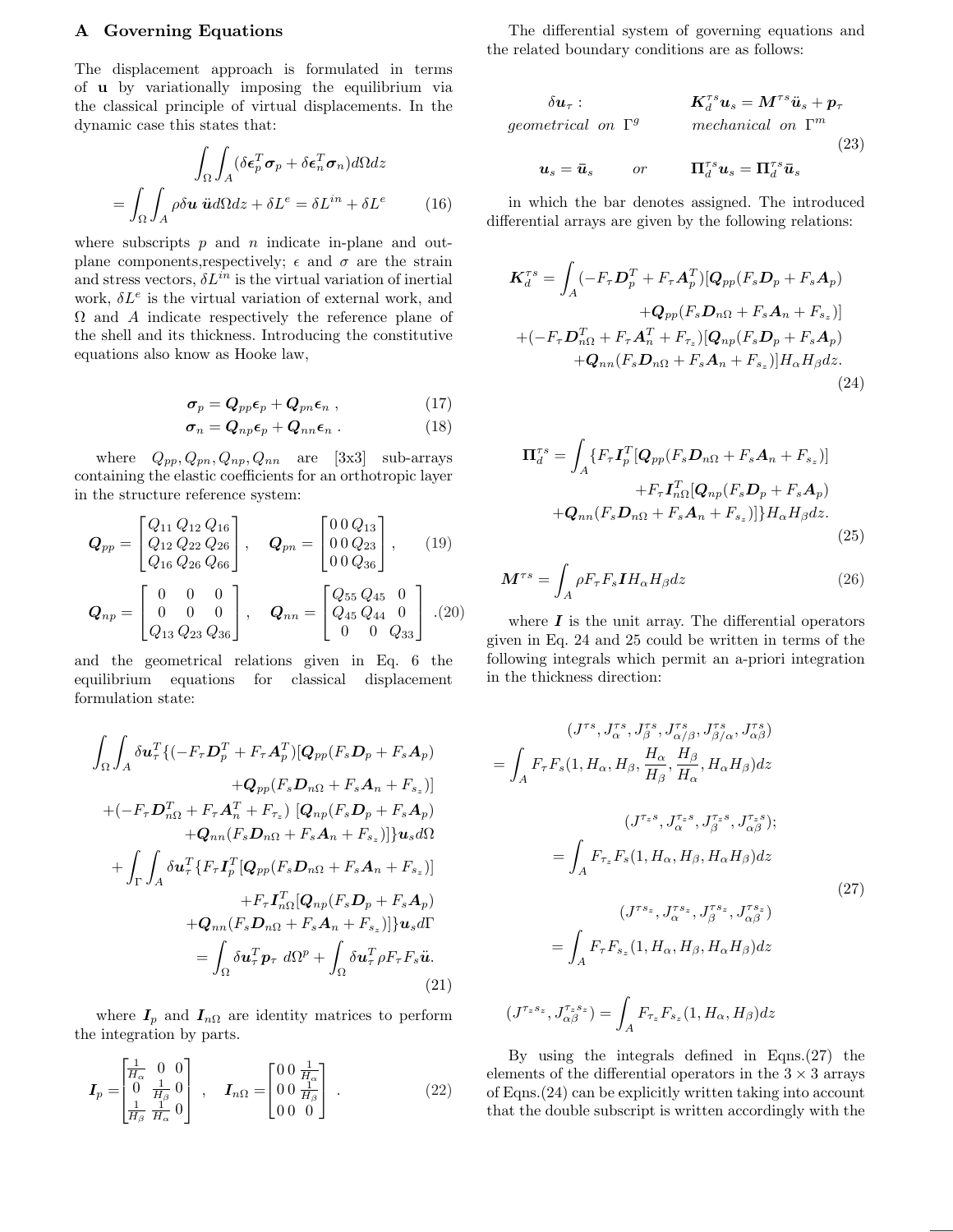## A Governing Equations

The displacement approach is formulated in terms of $\mathbf{u}$ by variationally imposing the equilibrium via the classical principle of virtual displacements. In the dynamic case this states that:

$$\int_\Omega \int_A (\delta \boldsymbol{\epsilon}_p^T \boldsymbol{\sigma}_p + \delta \boldsymbol{\epsilon}_n^T \boldsymbol{\sigma}_n) d\Omega dz$$
$$= \int_\Omega \int_A \rho \delta \boldsymbol{u}\, \ddot{\boldsymbol{u}} d\Omega dz + \delta L^e = \delta L^{in} + \delta L^e \qquad (16)$$

where subscripts $p$ and $n$ indicate in-plane and out-plane components,respectively; $\epsilon$ and $\sigma$ are the strain and stress vectors, $\delta L^{in}$ is the virtual variation of inertial work, $\delta L^e$ is the virtual variation of external work, and $\Omega$ and $A$ indicate respectively the reference plane of the shell and its thickness. Introducing the constitutive equations also know as Hooke law,

$$\boldsymbol{\sigma}_p = \boldsymbol{Q}_{pp}\boldsymbol{\epsilon}_p + \boldsymbol{Q}_{pn}\boldsymbol{\epsilon}_n \;, \qquad (17)$$
$$\boldsymbol{\sigma}_n = \boldsymbol{Q}_{np}\boldsymbol{\epsilon}_p + \boldsymbol{Q}_{nn}\boldsymbol{\epsilon}_n \;. \qquad (18)$$

where $Q_{pp}, Q_{pn}, Q_{np}, Q_{nn}$ are [3x3] sub-arrays containing the elastic coefficients for an orthotropic layer in the structure reference system:

$$\boldsymbol{Q}_{pp} = \begin{bmatrix} Q_{11} & Q_{12} & Q_{16} \\ Q_{12} & Q_{22} & Q_{26} \\ Q_{16} & Q_{26} & Q_{66} \end{bmatrix}, \quad \boldsymbol{Q}_{pn} = \begin{bmatrix} 0 & 0 & Q_{13} \\ 0 & 0 & Q_{23} \\ 0 & 0 & Q_{36} \end{bmatrix}, \qquad (19)$$

$$\boldsymbol{Q}_{np} = \begin{bmatrix} 0 & 0 & 0 \\ 0 & 0 & 0 \\ Q_{13} & Q_{23} & Q_{36} \end{bmatrix}, \quad \boldsymbol{Q}_{nn} = \begin{bmatrix} Q_{55} & Q_{45} & 0 \\ Q_{45} & Q_{44} & 0 \\ 0 & 0 & Q_{33} \end{bmatrix}. \qquad (20)$$

and the geometrical relations given in Eq. 6 the equilibrium equations for classical displacement formulation state:

$$\int_\Omega \int_A \delta \boldsymbol{u}_\tau^T \{(-F_\tau \boldsymbol{D}_p^T + F_\tau \boldsymbol{A}_p^T)[\boldsymbol{Q}_{pp}(F_s \boldsymbol{D}_p + F_s \boldsymbol{A}_p)$$
$$+ \boldsymbol{Q}_{pp}(F_s \boldsymbol{D}_{n\Omega} + F_s \boldsymbol{A}_n + F_{s_z})]$$
$$+ (-F_\tau \boldsymbol{D}_{n\Omega}^T + F_\tau \boldsymbol{A}_n^T + F_{\tau_z})\; [\boldsymbol{Q}_{np}(F_s \boldsymbol{D}_p + F_s \boldsymbol{A}_p)$$
$$+ \boldsymbol{Q}_{nn}(F_s \boldsymbol{D}_{n\Omega} + F_s \boldsymbol{A}_n + F_{s_z})]\} \boldsymbol{u}_s d\Omega$$
$$+ \int_\Gamma \int_A \delta \boldsymbol{u}_\tau^T \{F_\tau \boldsymbol{I}_p^T [\boldsymbol{Q}_{pp}(F_s \boldsymbol{D}_{n\Omega} + F_s \boldsymbol{A}_n + F_{s_z})]$$
$$+ F_\tau \boldsymbol{I}_{n\Omega}^T [\boldsymbol{Q}_{np}(F_s \boldsymbol{D}_p + F_s \boldsymbol{A}_p)$$
$$+ \boldsymbol{Q}_{nn}(F_s \boldsymbol{D}_{n\Omega} + F_s \boldsymbol{A}_n + F_{s_z})]\} \boldsymbol{u}_s d\Gamma$$
$$= \int_\Omega \delta \boldsymbol{u}_\tau^T \boldsymbol{p}_\tau \; d\Omega^p + \int_\Omega \delta \boldsymbol{u}_\tau^T \rho F_\tau F_s \ddot{\boldsymbol{u}}. \qquad (21)$$

where $\boldsymbol{I}_p$ and $\boldsymbol{I}_{n\Omega}$ are identity matrices to perform the integration by parts.

$$\boldsymbol{I}_p = \begin{bmatrix} \frac{1}{H_\alpha} & 0 & 0 \\ 0 & \frac{1}{H_\beta} & 0 \\ \frac{1}{H_\beta} & \frac{1}{H_\alpha} & 0 \end{bmatrix}, \quad \boldsymbol{I}_{n\Omega} = \begin{bmatrix} 0 & 0 & \frac{1}{H_\alpha} \\ 0 & 0 & \frac{1}{H_\beta} \\ 0 & 0 & 0 \end{bmatrix}. \qquad (22)$$

The differential system of governing equations and the related boundary conditions are as follows:

$$\begin{array}{ll} \delta \boldsymbol{u}_\tau : & \boldsymbol{K}_d^{\tau s} \boldsymbol{u}_s = \boldsymbol{M}^{\tau s} \ddot{\boldsymbol{u}}_s + \boldsymbol{p}_\tau \\ \textit{geometrical on } \Gamma^g & \textit{mechanical on } \Gamma^m \\ \boldsymbol{u}_s = \bar{\boldsymbol{u}}_s \quad or & \boldsymbol{\Pi}_d^{\tau s} \boldsymbol{u}_s = \boldsymbol{\Pi}_d^{\tau s} \bar{\boldsymbol{u}}_s \end{array} \qquad (23)$$

in which the bar denotes assigned. The introduced differential arrays are given by the following relations:

$$\boldsymbol{K}_d^{\tau s} = \int_A (-F_\tau \boldsymbol{D}_p^T + F_\tau \boldsymbol{A}_p^T)[\boldsymbol{Q}_{pp}(F_s \boldsymbol{D}_p + F_s \boldsymbol{A}_p)$$
$$+ \boldsymbol{Q}_{pp}(F_s \boldsymbol{D}_{n\Omega} + F_s \boldsymbol{A}_n + F_{s_z})]$$
$$+ (-F_\tau \boldsymbol{D}_{n\Omega}^T + F_\tau \boldsymbol{A}_n^T + F_{\tau_z})[\boldsymbol{Q}_{np}(F_s \boldsymbol{D}_p + F_s \boldsymbol{A}_p)$$
$$+ \boldsymbol{Q}_{nn}(F_s \boldsymbol{D}_{n\Omega} + F_s \boldsymbol{A}_n + F_{s_z})] H_\alpha H_\beta dz. \qquad (24)$$

$$\boldsymbol{\Pi}_d^{\tau s} = \int_A \{F_\tau \boldsymbol{I}_p^T [\boldsymbol{Q}_{pp}(F_s \boldsymbol{D}_{n\Omega} + F_s \boldsymbol{A}_n + F_{s_z})]$$
$$+ F_\tau \boldsymbol{I}_{n\Omega}^T [\boldsymbol{Q}_{np}(F_s \boldsymbol{D}_p + F_s \boldsymbol{A}_p)$$
$$+ \boldsymbol{Q}_{nn}(F_s \boldsymbol{D}_{n\Omega} + F_s \boldsymbol{A}_n + F_{s_z})]\} H_\alpha H_\beta dz. \qquad (25)$$

$$\boldsymbol{M}^{\tau s} = \int_A \rho F_\tau F_s \boldsymbol{I} H_\alpha H_\beta dz \qquad (26)$$

where $\boldsymbol{I}$ is the unit array. The differential operators given in Eq. 24 and 25 could be written in terms of the following integrals which permit an a-priori integration in the thickness direction:

$$(J^{\tau s}, J_\alpha^{\tau s}, J_\beta^{\tau s}, J_{\alpha/\beta}^{\tau s}, J_{\beta/\alpha}^{\tau s}, J_{\alpha\beta}^{\tau s})$$
$$= \int_A F_\tau F_s \left(1, H_\alpha, H_\beta, \frac{H_\alpha}{H_\beta}, \frac{H_\beta}{H_\alpha}, H_\alpha H_\beta\right) dz$$

$$(J^{\tau_z s}, J_\alpha^{\tau_z s}, J_\beta^{\tau_z s}, J_{\alpha\beta}^{\tau_z s});$$
$$= \int_A F_{\tau_z} F_s (1, H_\alpha, H_\beta, H_\alpha H_\beta) dz$$

$$(J^{\tau s_z}, J_\alpha^{\tau s_z}, J_\beta^{\tau s_z}, J_{\alpha\beta}^{\tau s_z})$$
$$= \int_A F_\tau F_{s_z} (1, H_\alpha, H_\beta, H_\alpha H_\beta) dz \qquad (27)$$

$$(J^{\tau_z s_z}, J_{\alpha\beta}^{\tau_z s_z}) = \int_A F_{\tau_z} F_{s_z} (1, H_\alpha, H_\beta) dz$$

By using the integrals defined in Eqns.(27) the elements of the differential operators in the $3 \times 3$ arrays of Eqns.(24) can be explicitly written taking into account that the double subscript is written accordingly with the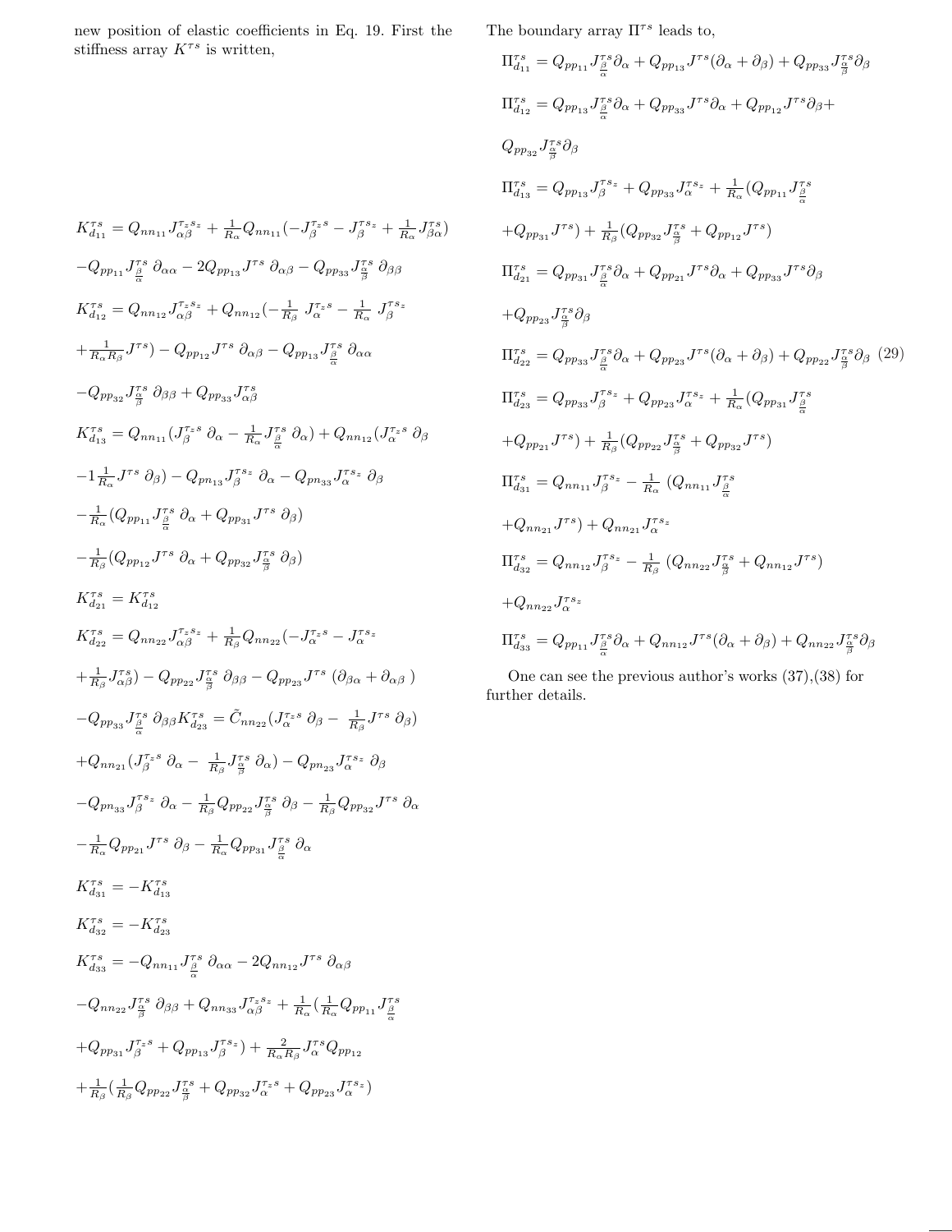new position of elastic coefficients in Eq. 19. First the stiffness array $K^{\tau s}$ is written,

$$K^{\tau s}_{d_{11}} = Q_{nn_{11}} J^{\tau_z s_z}_{\alpha\beta} + \frac{1}{R_\alpha} Q_{nn_{11}} (-J^{\tau_z s}_{\beta} - J^{\tau s_z}_{\beta} + \frac{1}{R_\alpha} J^{\tau s}_{\beta\alpha})$$

$$-Q_{pp_{11}} J^{\tau s}_{\frac{\beta}{\alpha}} \partial_{\alpha\alpha} - 2Q_{pp_{13}} J^{\tau s} \partial_{\alpha\beta} - Q_{pp_{33}} J^{\tau s}_{\frac{\alpha}{\beta}} \partial_{\beta\beta}$$

$$K^{\tau s}_{d_{12}} = Q_{nn_{12}} J^{\tau_z s_z}_{\alpha\beta} + Q_{nn_{12}} (-\frac{1}{R_\beta} J^{\tau_z s}_{\alpha} - \frac{1}{R_\alpha} J^{\tau s_z}_{\beta}$$

$$+\frac{1}{R_\alpha R_\beta} J^{\tau s}) - Q_{pp_{12}} J^{\tau s} \partial_{\alpha\beta} - Q_{pp_{13}} J^{\tau s}_{\frac{\beta}{\alpha}} \partial_{\alpha\alpha}$$

$$-Q_{pp_{32}} J^{\tau s}_{\frac{\alpha}{\beta}} \partial_{\beta\beta} + Q_{pp_{33}} J^{\tau s}_{\alpha\beta}$$

$$K^{\tau s}_{d_{13}} = Q_{nn_{11}} (J^{\tau_z s}_{\beta} \partial_\alpha - \frac{1}{R_\alpha} J^{\tau s}_{\frac{\beta}{\alpha}} \partial_\alpha) + Q_{nn_{12}} (J^{\tau_z s}_{\alpha} \partial_\beta$$

$$-1 \frac{1}{R_\alpha} J^{\tau s} \partial_\beta) - Q_{pn_{13}} J^{\tau s_z}_{\beta} \partial_\alpha - Q_{pn_{33}} J^{\tau s_z}_{\alpha} \partial_\beta$$

$$-\frac{1}{R_\alpha} (Q_{pp_{11}} J^{\tau s}_{\frac{\beta}{\alpha}} \partial_\alpha + Q_{pp_{31}} J^{\tau s} \partial_\beta)$$

$$-\frac{1}{R_\beta} (Q_{pp_{12}} J^{\tau s} \partial_\alpha + Q_{pp_{32}} J^{\tau s}_{\frac{\alpha}{\beta}} \partial_\beta)$$

$$K^{\tau s}_{d_{21}} = K^{\tau s}_{d_{12}}$$

$$K^{\tau s}_{d_{22}} = Q_{nn_{22}} J^{\tau_z s_z}_{\alpha\beta} + \frac{1}{R_\beta} Q_{nn_{22}} (-J^{\tau_z s}_{\alpha} - J^{\tau s_z}_{\alpha}$$

$$+\frac{1}{R_\beta} J^{\tau s}_{\alpha\beta}) - Q_{pp_{22}} J^{\tau s}_{\frac{\alpha}{\beta}} \partial_{\beta\beta} - Q_{pp_{23}} J^{\tau s} (\partial_{\beta\alpha} + \partial_{\alpha\beta})$$

$$-Q_{pp_{33}} J^{\tau s}_{\frac{\beta}{\alpha}} \partial_{\beta\beta} K^{\tau s}_{d_{23}} = \tilde{C}_{nn_{22}} (J^{\tau_z s}_{\alpha} \partial_\beta - \frac{1}{R_\beta} J^{\tau s} \partial_\beta)$$

$$+Q_{nn_{21}} (J^{\tau_z s}_{\beta} \partial_\alpha - \frac{1}{R_\beta} J^{\tau s}_{\frac{\alpha}{\beta}} \partial_\alpha) - Q_{pn_{23}} J^{\tau s_z}_{\alpha} \partial_\beta$$

$$-Q_{pn_{33}} J^{\tau s_z}_{\beta} \partial_\alpha - \frac{1}{R_\beta} Q_{pp_{22}} J^{\tau s}_{\frac{\alpha}{\beta}} \partial_\beta - \frac{1}{R_\beta} Q_{pp_{32}} J^{\tau s} \partial_\alpha$$

$$-\frac{1}{R_\alpha} Q_{pp_{21}} J^{\tau s} \partial_\beta - \frac{1}{R_\alpha} Q_{pp_{31}} J^{\tau s}_{\frac{\beta}{\alpha}} \partial_\alpha$$

$$K^{\tau s}_{d_{31}} = -K^{\tau s}_{d_{13}}$$

$$K^{\tau s}_{d_{32}} = -K^{\tau s}_{d_{23}}$$

$$K^{\tau s}_{d_{33}} = -Q_{nn_{11}} J^{\tau s}_{\frac{\beta}{\alpha}} \partial_{\alpha\alpha} - 2Q_{nn_{12}} J^{\tau s} \partial_{\alpha\beta}$$

$$-Q_{nn_{22}} J^{\tau s}_{\frac{\alpha}{\beta}} \partial_{\beta\beta} + Q_{nn_{33}} J^{\tau_z s_z}_{\alpha\beta} + \frac{1}{R_\alpha} (\frac{1}{R_\alpha} Q_{pp_{11}} J^{\tau s}_{\frac{\beta}{\alpha}}$$

$$+Q_{pp_{31}} J^{\tau_z s}_{\beta} + Q_{pp_{13}} J^{\tau s_z}_{\beta}) + \frac{2}{R_\alpha R_\beta} J^{\tau s}_{\alpha} Q_{pp_{12}}$$

$$+\frac{1}{R_\beta} (\frac{1}{R_\beta} Q_{pp_{22}} J^{\tau s}_{\frac{\alpha}{\beta}} + Q_{pp_{32}} J^{\tau_z s}_{\alpha} + Q_{pp_{23}} J^{\tau s_z}_{\alpha})$$

The boundary array $\Pi^{\tau s}$ leads to,

$$\Pi^{\tau s}_{d_{11}} = Q_{pp_{11}} J^{\tau s}_{\frac{\beta}{\alpha}} \partial_\alpha + Q_{pp_{13}} J^{\tau s} (\partial_\alpha + \partial_\beta) + Q_{pp_{33}} J^{\tau s}_{\frac{\alpha}{\beta}} \partial_\beta$$

$$\Pi^{\tau s}_{d_{12}} = Q_{pp_{13}} J^{\tau s}_{\frac{\beta}{\alpha}} \partial_\alpha + Q_{pp_{33}} J^{\tau s} \partial_\alpha + Q_{pp_{12}} J^{\tau s} \partial_\beta +$$

$$Q_{pp_{32}} J^{\tau s}_{\frac{\alpha}{\beta}} \partial_\beta$$

$$\Pi^{\tau s}_{d_{13}} = Q_{pp_{13}} J^{\tau s_z}_{\beta} + Q_{pp_{33}} J^{\tau s_z}_{\alpha} + \frac{1}{R_\alpha} (Q_{pp_{11}} J^{\tau s}_{\frac{\beta}{\alpha}}$$

$$+Q_{pp_{31}} J^{\tau s}) + \frac{1}{R_\beta} (Q_{pp_{32}} J^{\tau s}_{\frac{\alpha}{\beta}} + Q_{pp_{12}} J^{\tau s})$$

$$\Pi^{\tau s}_{d_{21}} = Q_{pp_{31}} J^{\tau s}_{\frac{\beta}{\alpha}} \partial_\alpha + Q_{pp_{21}} J^{\tau s} \partial_\alpha + Q_{pp_{33}} J^{\tau s} \partial_\beta$$

$$+Q_{pp_{23}} J^{\tau s}_{\frac{\alpha}{\beta}} \partial_\beta$$

$$\Pi^{\tau s}_{d_{22}} = Q_{pp_{33}} J^{\tau s}_{\frac{\beta}{\alpha}} \partial_\alpha + Q_{pp_{23}} J^{\tau s} (\partial_\alpha + \partial_\beta) + Q_{pp_{22}} J^{\tau s}_{\frac{\alpha}{\beta}} \partial_\beta \quad (29)$$

$$\Pi^{\tau s}_{d_{23}} = Q_{pp_{33}} J^{\tau s_z}_{\beta} + Q_{pp_{23}} J^{\tau s_z}_{\alpha} + \frac{1}{R_\alpha} (Q_{pp_{31}} J^{\tau s}_{\frac{\beta}{\alpha}}$$

$$+Q_{pp_{21}} J^{\tau s}) + \frac{1}{R_\beta} (Q_{pp_{22}} J^{\tau s}_{\frac{\alpha}{\beta}} + Q_{pp_{32}} J^{\tau s})$$

$$\Pi^{\tau s}_{d_{31}} = Q_{nn_{11}} J^{\tau s_z}_{\beta} - \frac{1}{R_\alpha} (Q_{nn_{11}} J^{\tau s}_{\frac{\beta}{\alpha}}$$

$$+Q_{nn_{21}} J^{\tau s}) + Q_{nn_{21}} J^{\tau s_z}_{\alpha}$$

$$\Pi^{\tau s}_{d_{32}} = Q_{nn_{12}} J^{\tau s_z}_{\beta} - \frac{1}{R_\beta} (Q_{nn_{22}} J^{\tau s}_{\frac{\alpha}{\beta}} + Q_{nn_{12}} J^{\tau s})$$

$$+Q_{nn_{22}} J^{\tau s_z}_{\alpha}$$

$$\Pi^{\tau s}_{d_{33}} = Q_{pp_{11}} J^{\tau s}_{\frac{\beta}{\alpha}} \partial_\alpha + Q_{nn_{12}} J^{\tau s} (\partial_\alpha + \partial_\beta) + Q_{nn_{22}} J^{\tau s}_{\frac{\alpha}{\beta}} \partial_\beta$$

One can see the previous author's works (37),(38) for further details.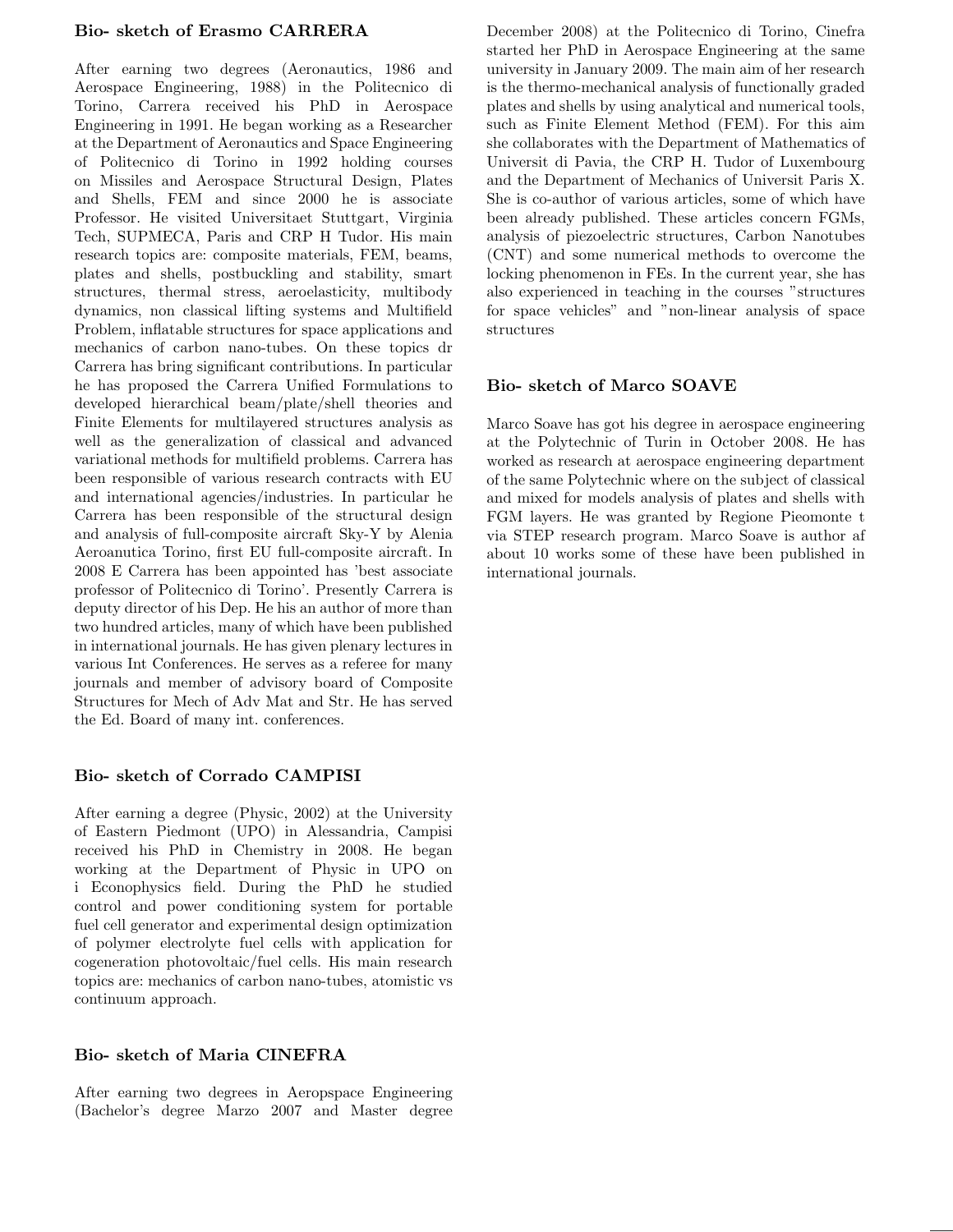## Bio- sketch of Erasmo CARRERA

After earning two degrees (Aeronautics, 1986 and Aerospace Engineering, 1988) in the Politecnico di Torino, Carrera received his PhD in Aerospace Engineering in 1991. He began working as a Researcher at the Department of Aeronautics and Space Engineering of Politecnico di Torino in 1992 holding courses on Missiles and Aerospace Structural Design, Plates and Shells, FEM and since 2000 he is associate Professor. He visited Universitaet Stuttgart, Virginia Tech, SUPMECA, Paris and CRP H Tudor. His main research topics are: composite materials, FEM, beams, plates and shells, postbuckling and stability, smart structures, thermal stress, aeroelasticity, multibody dynamics, non classical lifting systems and Multifield Problem, inflatable structures for space applications and mechanics of carbon nano-tubes. On these topics dr Carrera has bring significant contributions. In particular he has proposed the Carrera Unified Formulations to developed hierarchical beam/plate/shell theories and Finite Elements for multilayered structures analysis as well as the generalization of classical and advanced variational methods for multifield problems. Carrera has been responsible of various research contracts with EU and international agencies/industries. In particular he Carrera has been responsible of the structural design and analysis of full-composite aircraft Sky-Y by Alenia Aeroanutica Torino, first EU full-composite aircraft. In 2008 E Carrera has been appointed has 'best associate professor of Politecnico di Torino'. Presently Carrera is deputy director of his Dep. He his an author of more than two hundred articles, many of which have been published in international journals. He has given plenary lectures in various Int Conferences. He serves as a referee for many journals and member of advisory board of Composite Structures for Mech of Adv Mat and Str. He has served the Ed. Board of many int. conferences.

## Bio- sketch of Corrado CAMPISI

After earning a degree (Physic, 2002) at the University of Eastern Piedmont (UPO) in Alessandria, Campisi received his PhD in Chemistry in 2008. He began working at the Department of Physic in UPO on i Econophysics field. During the PhD he studied control and power conditioning system for portable fuel cell generator and experimental design optimization of polymer electrolyte fuel cells with application for cogeneration photovoltaic/fuel cells. His main research topics are: mechanics of carbon nano-tubes, atomistic vs continuum approach.

## Bio- sketch of Maria CINEFRA

After earning two degrees in Aeropspace Engineering (Bachelor's degree Marzo 2007 and Master degree December 2008) at the Politecnico di Torino, Cinefra started her PhD in Aerospace Engineering at the same university in January 2009. The main aim of her research is the thermo-mechanical analysis of functionally graded plates and shells by using analytical and numerical tools, such as Finite Element Method (FEM). For this aim she collaborates with the Department of Mathematics of Universit di Pavia, the CRP H. Tudor of Luxembourg and the Department of Mechanics of Universit Paris X. She is co-author of various articles, some of which have been already published. These articles concern FGMs, analysis of piezoelectric structures, Carbon Nanotubes (CNT) and some numerical methods to overcome the locking phenomenon in FEs. In the current year, she has also experienced in teaching in the courses "structures for space vehicles" and "non-linear analysis of space structures

## Bio- sketch of Marco SOAVE

Marco Soave has got his degree in aerospace engineering at the Polytechnic of Turin in October 2008. He has worked as research at aerospace engineering department of the same Polytechnic where on the subject of classical and mixed for models analysis of plates and shells with FGM layers. He was granted by Regione Pieomonte t via STEP research program. Marco Soave is author af about 10 works some of these have been published in international journals.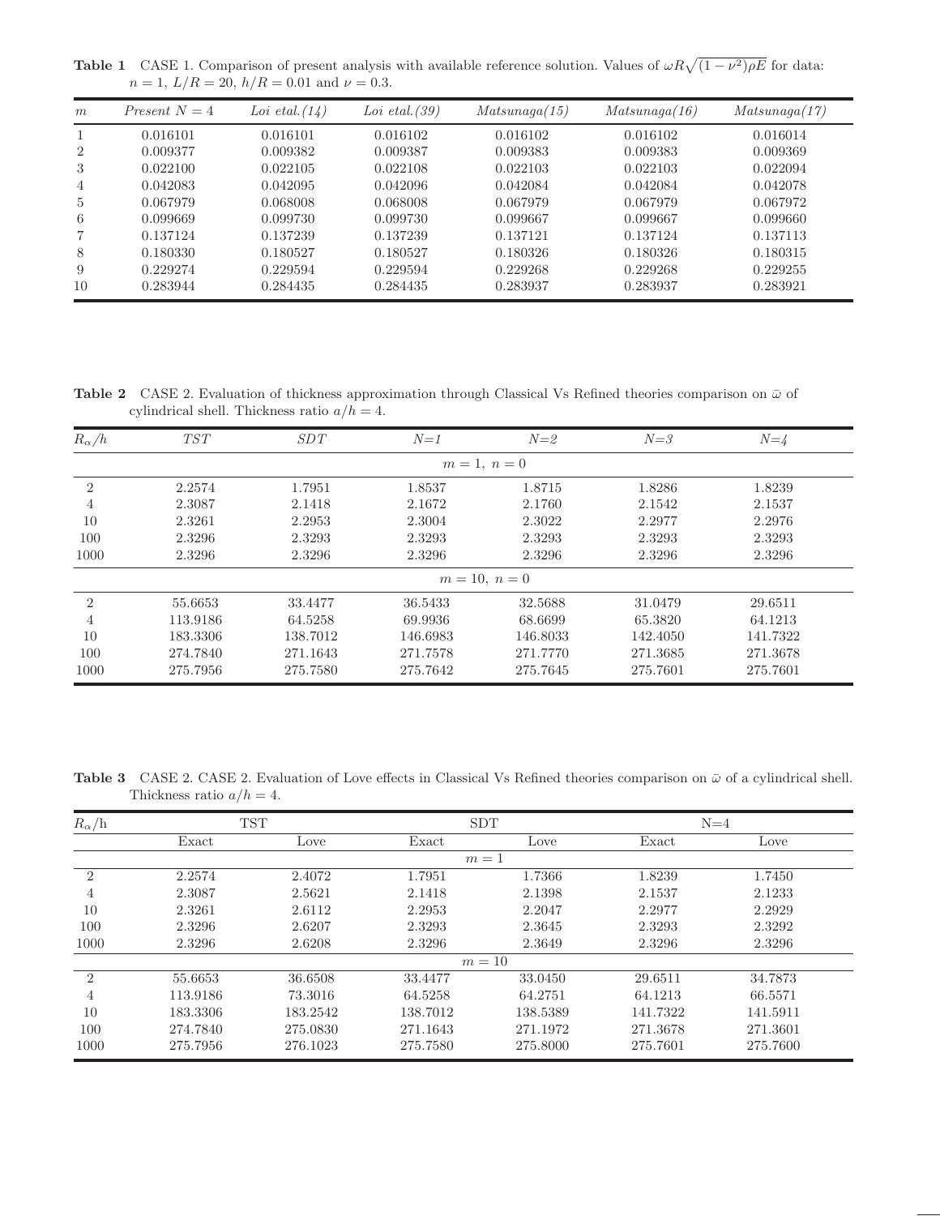**Table 1** CASE 1. Comparison of present analysis with available reference solution. Values of $\omega R\sqrt{(1-\nu^2)\rho E}$ for data: $n = 1$, $L/R = 20$, $h/R = 0.01$ and $\nu = 0.3$.

| $m$ | *Present N = 4* | *Loi etal.(14)* | *Loi etal.(39)* | *Matsunaga(15)* | *Matsunaga(16)* | *Matsunaga(17)* |
|---|---|---|---|---|---|---|
| 1 | 0.016101 | 0.016101 | 0.016102 | 0.016102 | 0.016102 | 0.016014 |
| 2 | 0.009377 | 0.009382 | 0.009387 | 0.009383 | 0.009383 | 0.009369 |
| 3 | 0.022100 | 0.022105 | 0.022108 | 0.022103 | 0.022103 | 0.022094 |
| 4 | 0.042083 | 0.042095 | 0.042096 | 0.042084 | 0.042084 | 0.042078 |
| 5 | 0.067979 | 0.068008 | 0.068008 | 0.067979 | 0.067979 | 0.067972 |
| 6 | 0.099669 | 0.099730 | 0.099730 | 0.099667 | 0.099667 | 0.099660 |
| 7 | 0.137124 | 0.137239 | 0.137239 | 0.137121 | 0.137124 | 0.137113 |
| 8 | 0.180330 | 0.180527 | 0.180527 | 0.180326 | 0.180326 | 0.180315 |
| 9 | 0.229274 | 0.229594 | 0.229594 | 0.229268 | 0.229268 | 0.229255 |
| 10 | 0.283944 | 0.284435 | 0.284435 | 0.283937 | 0.283937 | 0.283921 |

**Table 2** CASE 2. Evaluation of thickness approximation through Classical Vs Refined theories comparison on $\bar{\omega}$ of cylindrical shell. Thickness ratio $a/h = 4$.

| $R_\alpha/h$ | *TST* | *SDT* | *N=1* | *N=2* | *N=3* | *N=4* |
|---|---|---|---|---|---|---|
| | | | $m = 1,\ n = 0$ | | | |
| 2 | 2.2574 | 1.7951 | 1.8537 | 1.8715 | 1.8286 | 1.8239 |
| 4 | 2.3087 | 2.1418 | 2.1672 | 2.1760 | 2.1542 | 2.1537 |
| 10 | 2.3261 | 2.2953 | 2.3004 | 2.3022 | 2.2977 | 2.2976 |
| 100 | 2.3296 | 2.3293 | 2.3293 | 2.3293 | 2.3293 | 2.3293 |
| 1000 | 2.3296 | 2.3296 | 2.3296 | 2.3296 | 2.3296 | 2.3296 |
| | | | $m = 10,\ n = 0$ | | | |
| 2 | 55.6653 | 33.4477 | 36.5433 | 32.5688 | 31.0479 | 29.6511 |
| 4 | 113.9186 | 64.5258 | 69.9936 | 68.6699 | 65.3820 | 64.1213 |
| 10 | 183.3306 | 138.7012 | 146.6983 | 146.8033 | 142.4050 | 141.7322 |
| 100 | 274.7840 | 271.1643 | 271.7578 | 271.7770 | 271.3685 | 271.3678 |
| 1000 | 275.7956 | 275.7580 | 275.7642 | 275.7645 | 275.7601 | 275.7601 |

**Table 3** CASE 2. CASE 2. Evaluation of Love effects in Classical Vs Refined theories comparison on $\bar{\omega}$ of a cylindrical shell. Thickness ratio $a/h = 4$.

| $R_\alpha$/h | TST | | SDT | | N=4 | |
|---|---|---|---|---|---|---|
| | Exact | Love | Exact | Love | Exact | Love |
| | | | $m = 1$ | | | |
| 2 | 2.2574 | 2.4072 | 1.7951 | 1.7366 | 1.8239 | 1.7450 |
| 4 | 2.3087 | 2.5621 | 2.1418 | 2.1398 | 2.1537 | 2.1233 |
| 10 | 2.3261 | 2.6112 | 2.2953 | 2.2047 | 2.2977 | 2.2929 |
| 100 | 2.3296 | 2.6207 | 2.3293 | 2.3645 | 2.3293 | 2.3292 |
| 1000 | 2.3296 | 2.6208 | 2.3296 | 2.3649 | 2.3296 | 2.3296 |
| | | | $m = 10$ | | | |
| 2 | 55.6653 | 36.6508 | 33.4477 | 33.0450 | 29.6511 | 34.7873 |
| 4 | 113.9186 | 73.3016 | 64.5258 | 64.2751 | 64.1213 | 66.5571 |
| 10 | 183.3306 | 183.2542 | 138.7012 | 138.5389 | 141.7322 | 141.5911 |
| 100 | 274.7840 | 275.0830 | 271.1643 | 271.1972 | 271.3678 | 271.3601 |
| 1000 | 275.7956 | 276.1023 | 275.7580 | 275.8000 | 275.7601 | 275.7600 |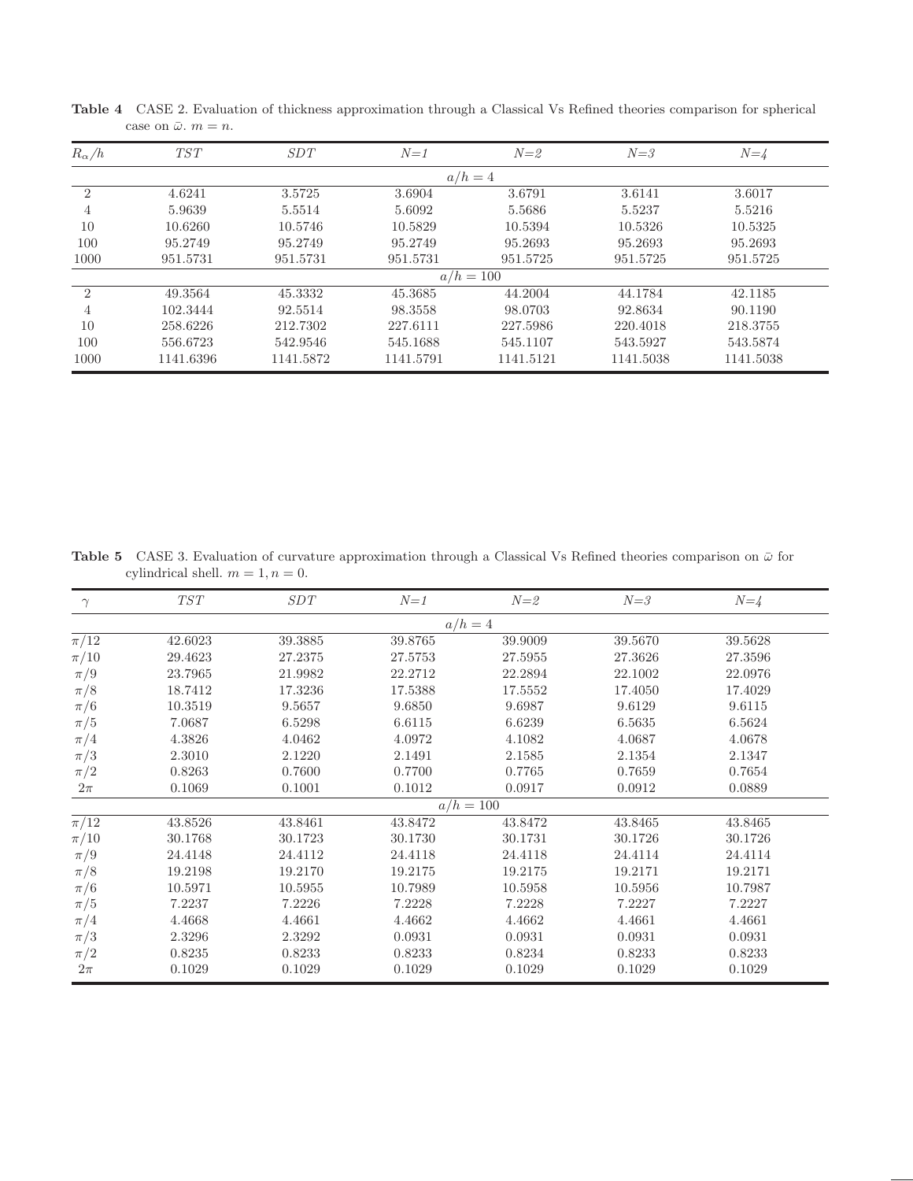**Table 4** CASE 2. Evaluation of thickness approximation through a Classical Vs Refined theories comparison for spherical case on $\bar{\omega}$. $m = n$.

| $R_\alpha/h$ | *TST* | *SDT* | *N=1* | *N=2* | *N=3* | *N=4* |
|---|---|---|---|---|---|---|
| | | | $a/h = 4$ | | | |
| 2 | 4.6241 | 3.5725 | 3.6904 | 3.6791 | 3.6141 | 3.6017 |
| 4 | 5.9639 | 5.5514 | 5.6092 | 5.5686 | 5.5237 | 5.5216 |
| 10 | 10.6260 | 10.5746 | 10.5829 | 10.5394 | 10.5326 | 10.5325 |
| 100 | 95.2749 | 95.2749 | 95.2749 | 95.2693 | 95.2693 | 95.2693 |
| 1000 | 951.5731 | 951.5731 | 951.5731 | 951.5725 | 951.5725 | 951.5725 |
| | | | $a/h = 100$ | | | |
| 2 | 49.3564 | 45.3332 | 45.3685 | 44.2004 | 44.1784 | 42.1185 |
| 4 | 102.3444 | 92.5514 | 98.3558 | 98.0703 | 92.8634 | 90.1190 |
| 10 | 258.6226 | 212.7302 | 227.6111 | 227.5986 | 220.4018 | 218.3755 |
| 100 | 556.6723 | 542.9546 | 545.1688 | 545.1107 | 543.5927 | 543.5874 |
| 1000 | 1141.6396 | 1141.5872 | 1141.5791 | 1141.5121 | 1141.5038 | 1141.5038 |

**Table 5** CASE 3. Evaluation of curvature approximation through a Classical Vs Refined theories comparison on $\bar{\omega}$ for cylindrical shell. $m = 1, n = 0$.

| $\gamma$ | *TST* | *SDT* | *N=1* | *N=2* | *N=3* | *N=4* |
|---|---|---|---|---|---|---|
| | | | $a/h = 4$ | | | |
| $\pi/12$ | 42.6023 | 39.3885 | 39.8765 | 39.9009 | 39.5670 | 39.5628 |
| $\pi/10$ | 29.4623 | 27.2375 | 27.5753 | 27.5955 | 27.3626 | 27.3596 |
| $\pi/9$ | 23.7965 | 21.9982 | 22.2712 | 22.2894 | 22.1002 | 22.0976 |
| $\pi/8$ | 18.7412 | 17.3236 | 17.5388 | 17.5552 | 17.4050 | 17.4029 |
| $\pi/6$ | 10.3519 | 9.5657 | 9.6850 | 9.6987 | 9.6129 | 9.6115 |
| $\pi/5$ | 7.0687 | 6.5298 | 6.6115 | 6.6239 | 6.5635 | 6.5624 |
| $\pi/4$ | 4.3826 | 4.0462 | 4.0972 | 4.1082 | 4.0687 | 4.0678 |
| $\pi/3$ | 2.3010 | 2.1220 | 2.1491 | 2.1585 | 2.1354 | 2.1347 |
| $\pi/2$ | 0.8263 | 0.7600 | 0.7700 | 0.7765 | 0.7659 | 0.7654 |
| $2\pi$ | 0.1069 | 0.1001 | 0.1012 | 0.0917 | 0.0912 | 0.0889 |
| | | | $a/h = 100$ | | | |
| $\pi/12$ | 43.8526 | 43.8461 | 43.8472 | 43.8472 | 43.8465 | 43.8465 |
| $\pi/10$ | 30.1768 | 30.1723 | 30.1730 | 30.1731 | 30.1726 | 30.1726 |
| $\pi/9$ | 24.4148 | 24.4112 | 24.4118 | 24.4118 | 24.4114 | 24.4114 |
| $\pi/8$ | 19.2198 | 19.2170 | 19.2175 | 19.2175 | 19.2171 | 19.2171 |
| $\pi/6$ | 10.5971 | 10.5955 | 10.7989 | 10.5958 | 10.5956 | 10.7987 |
| $\pi/5$ | 7.2237 | 7.2226 | 7.2228 | 7.2228 | 7.2227 | 7.2227 |
| $\pi/4$ | 4.4668 | 4.4661 | 4.4662 | 4.4662 | 4.4661 | 4.4661 |
| $\pi/3$ | 2.3296 | 2.3292 | 0.0931 | 0.0931 | 0.0931 | 0.0931 |
| $\pi/2$ | 0.8235 | 0.8233 | 0.8233 | 0.8234 | 0.8233 | 0.8233 |
| $2\pi$ | 0.1029 | 0.1029 | 0.1029 | 0.1029 | 0.1029 | 0.1029 |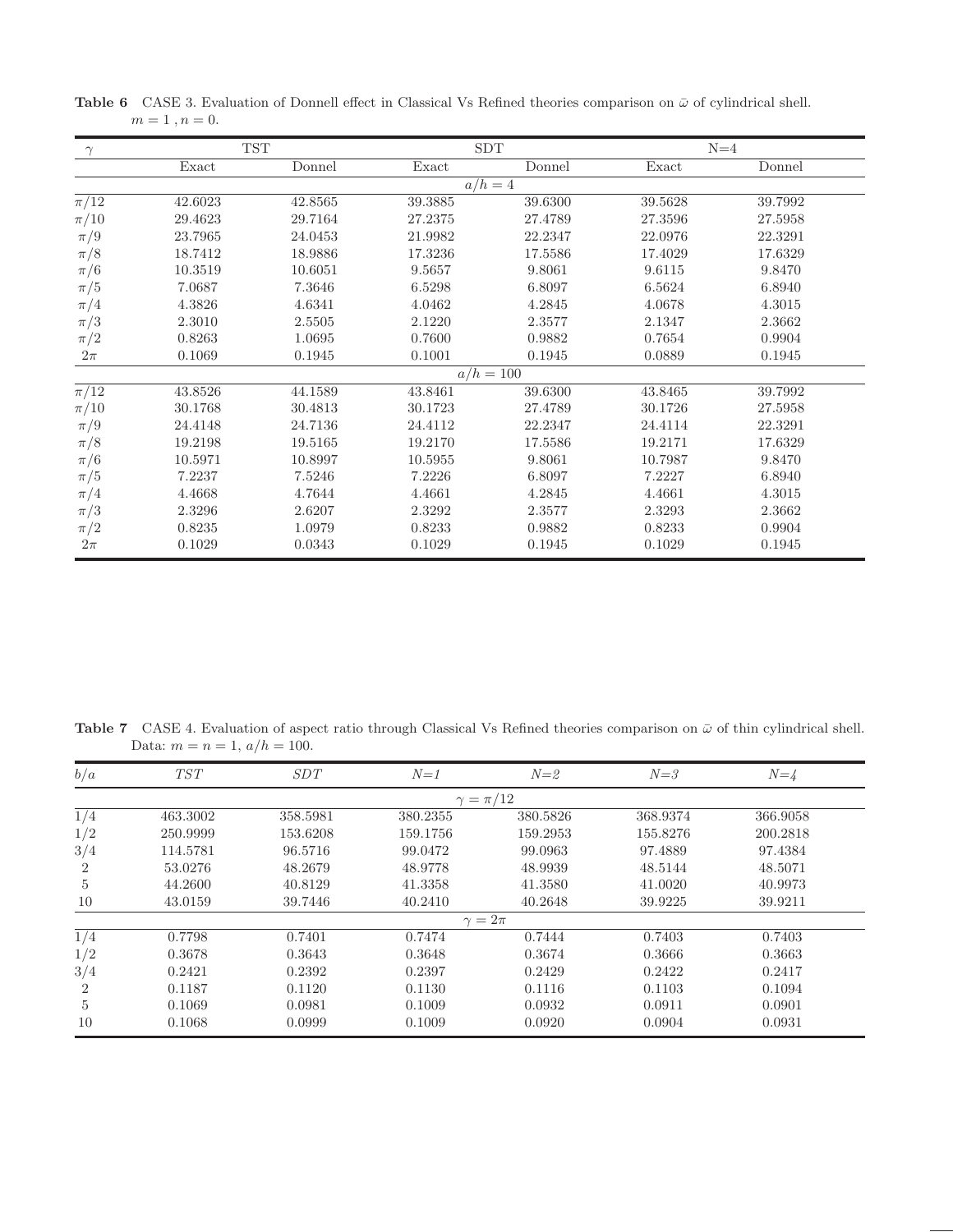**Table 6** CASE 3. Evaluation of Donnell effect in Classical Vs Refined theories comparison on $\bar{\omega}$ of cylindrical shell. $m = 1$ , $n = 0$.

| $\gamma$ | TST | | SDT | | N=4 | |
|---|---|---|---|---|---|---|
| | Exact | Donnel | Exact | Donnel | Exact | Donnel |
| | | | $a/h = 4$ | | | |
| $\pi/12$ | 42.6023 | 42.8565 | 39.3885 | 39.6300 | 39.5628 | 39.7992 |
| $\pi/10$ | 29.4623 | 29.7164 | 27.2375 | 27.4789 | 27.3596 | 27.5958 |
| $\pi/9$ | 23.7965 | 24.0453 | 21.9982 | 22.2347 | 22.0976 | 22.3291 |
| $\pi/8$ | 18.7412 | 18.9886 | 17.3236 | 17.5586 | 17.4029 | 17.6329 |
| $\pi/6$ | 10.3519 | 10.6051 | 9.5657 | 9.8061 | 9.6115 | 9.8470 |
| $\pi/5$ | 7.0687 | 7.3646 | 6.5298 | 6.8097 | 6.5624 | 6.8940 |
| $\pi/4$ | 4.3826 | 4.6341 | 4.0462 | 4.2845 | 4.0678 | 4.3015 |
| $\pi/3$ | 2.3010 | 2.5505 | 2.1220 | 2.3577 | 2.1347 | 2.3662 |
| $\pi/2$ | 0.8263 | 1.0695 | 0.7600 | 0.9882 | 0.7654 | 0.9904 |
| $2\pi$ | 0.1069 | 0.1945 | 0.1001 | 0.1945 | 0.0889 | 0.1945 |
| | | | $a/h = 100$ | | | |
| $\pi/12$ | 43.8526 | 44.1589 | 43.8461 | 39.6300 | 43.8465 | 39.7992 |
| $\pi/10$ | 30.1768 | 30.4813 | 30.1723 | 27.4789 | 30.1726 | 27.5958 |
| $\pi/9$ | 24.4148 | 24.7136 | 24.4112 | 22.2347 | 24.4114 | 22.3291 |
| $\pi/8$ | 19.2198 | 19.5165 | 19.2170 | 17.5586 | 19.2171 | 17.6329 |
| $\pi/6$ | 10.5971 | 10.8997 | 10.5955 | 9.8061 | 10.7987 | 9.8470 |
| $\pi/5$ | 7.2237 | 7.5246 | 7.2226 | 6.8097 | 7.2227 | 6.8940 |
| $\pi/4$ | 4.4668 | 4.7644 | 4.4661 | 4.2845 | 4.4661 | 4.3015 |
| $\pi/3$ | 2.3296 | 2.6207 | 2.3292 | 2.3577 | 2.3293 | 2.3662 |
| $\pi/2$ | 0.8235 | 1.0979 | 0.8233 | 0.9882 | 0.8233 | 0.9904 |
| $2\pi$ | 0.1029 | 0.0343 | 0.1029 | 0.1945 | 0.1029 | 0.1945 |

**Table 7** CASE 4. Evaluation of aspect ratio through Classical Vs Refined theories comparison on $\bar{\omega}$ of thin cylindrical shell. Data: $m = n = 1$, $a/h = 100$.

| $b/a$ | *TST* | *SDT* | *N=1* | *N=2* | *N=3* | *N=4* |
|---|---|---|---|---|---|---|
| | | | $\gamma = \pi/12$ | | | |
| 1/4 | 463.3002 | 358.5981 | 380.2355 | 380.5826 | 368.9374 | 366.9058 |
| 1/2 | 250.9999 | 153.6208 | 159.1756 | 159.2953 | 155.8276 | 200.2818 |
| 3/4 | 114.5781 | 96.5716 | 99.0472 | 99.0963 | 97.4889 | 97.4384 |
| 2 | 53.0276 | 48.2679 | 48.9778 | 48.9939 | 48.5144 | 48.5071 |
| 5 | 44.2600 | 40.8129 | 41.3358 | 41.3580 | 41.0020 | 40.9973 |
| 10 | 43.0159 | 39.7446 | 40.2410 | 40.2648 | 39.9225 | 39.9211 |
| | | | $\gamma = 2\pi$ | | | |
| 1/4 | 0.7798 | 0.7401 | 0.7474 | 0.7444 | 0.7403 | 0.7403 |
| 1/2 | 0.3678 | 0.3643 | 0.3648 | 0.3674 | 0.3666 | 0.3663 |
| 3/4 | 0.2421 | 0.2392 | 0.2397 | 0.2429 | 0.2422 | 0.2417 |
| 2 | 0.1187 | 0.1120 | 0.1130 | 0.1116 | 0.1103 | 0.1094 |
| 5 | 0.1069 | 0.0981 | 0.1009 | 0.0932 | 0.0911 | 0.0901 |
| 10 | 0.1068 | 0.0999 | 0.1009 | 0.0920 | 0.0904 | 0.0931 |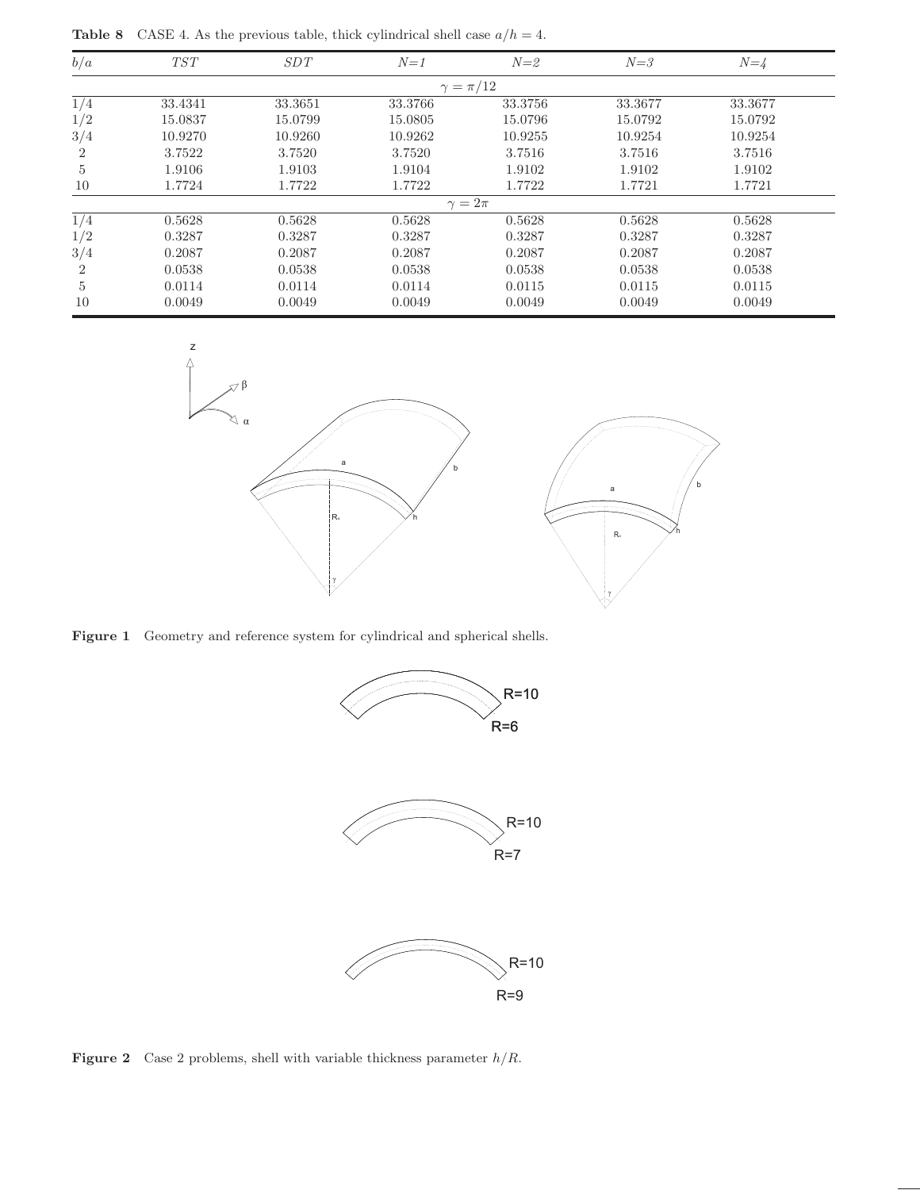**Table 8** CASE 4. As the previous table, thick cylindrical shell case $a/h = 4$.

| $b/a$ | *TST* | *SDT* | *N=1* | *N=2* | *N=3* | *N=4* |
|---|---|---|---|---|---|---|
| | | | $\gamma = \pi/12$ | | | |
| 1/4 | 33.4341 | 33.3651 | 33.3766 | 33.3756 | 33.3677 | 33.3677 |
| 1/2 | 15.0837 | 15.0799 | 15.0805 | 15.0796 | 15.0792 | 15.0792 |
| 3/4 | 10.9270 | 10.9260 | 10.9262 | 10.9255 | 10.9254 | 10.9254 |
| 2 | 3.7522 | 3.7520 | 3.7520 | 3.7516 | 3.7516 | 3.7516 |
| 5 | 1.9106 | 1.9103 | 1.9104 | 1.9102 | 1.9102 | 1.9102 |
| 10 | 1.7724 | 1.7722 | 1.7722 | 1.7722 | 1.7721 | 1.7721 |
| | | | $\gamma = 2\pi$ | | | |
| 1/4 | 0.5628 | 0.5628 | 0.5628 | 0.5628 | 0.5628 | 0.5628 |
| 1/2 | 0.3287 | 0.3287 | 0.3287 | 0.3287 | 0.3287 | 0.3287 |
| 3/4 | 0.2087 | 0.2087 | 0.2087 | 0.2087 | 0.2087 | 0.2087 |
| 2 | 0.0538 | 0.0538 | 0.0538 | 0.0538 | 0.0538 | 0.0538 |
| 5 | 0.0114 | 0.0114 | 0.0114 | 0.0115 | 0.0115 | 0.0115 |
| 10 | 0.0049 | 0.0049 | 0.0049 | 0.0049 | 0.0049 | 0.0049 |

**Figure 1** Geometry and reference system for cylindrical and spherical shells.

**Figure 2** Case 2 problems, shell with variable thickness parameter $h/R$.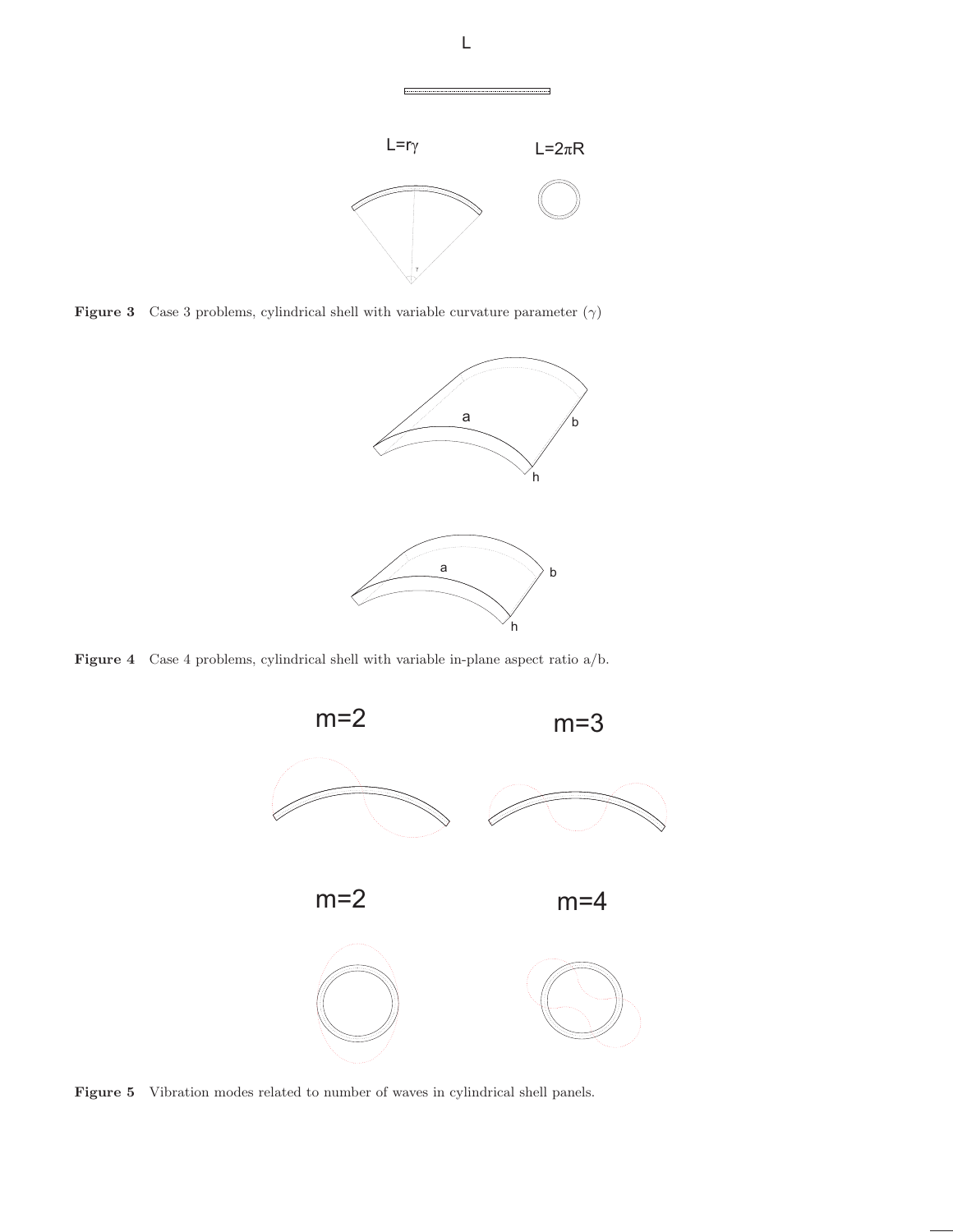L

$L=r\gamma$

$L=2\pi R$

**Figure 3** Case 3 problems, cylindrical shell with variable curvature parameter ($\gamma$)

a

b

h

a

b

h

**Figure 4** Case 4 problems, cylindrical shell with variable in-plane aspect ratio a/b.

m=2

m=3

m=2

m=4

**Figure 5** Vibration modes related to number of waves in cylindrical shell panels.